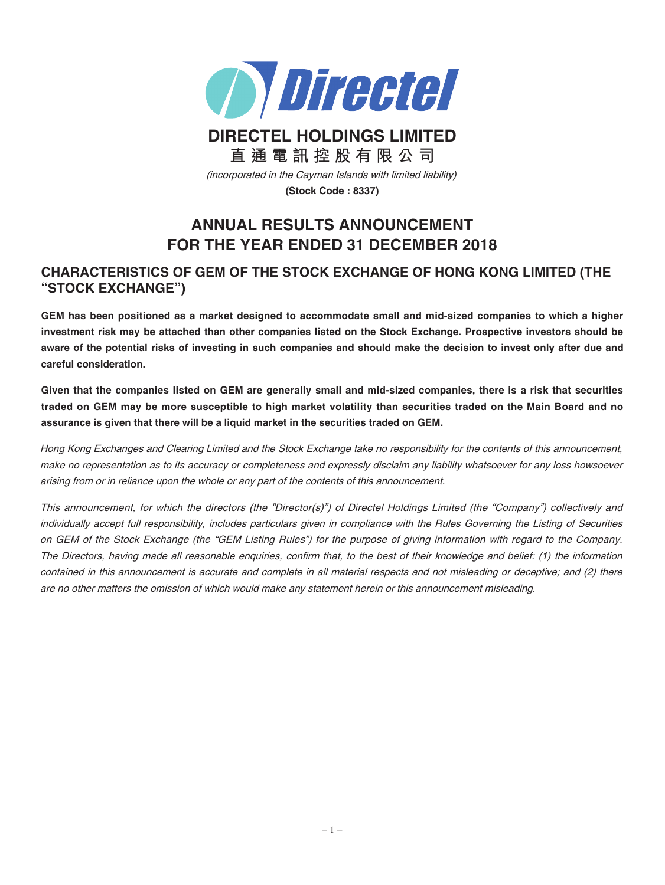# DIRECTEL HOLDINGS LIMITED

**直通電訊控股有限公司**

*(incorporated in the Cayman Islands with limited liability)*

**(Stock Code : 8337)**

# ANNUAL RESULTS ANNOUNCEMENT FOR THE YEAR ENDED 31 DECEMBER 2018

## CHARACTERISTICS OF GEM OF THE STOCK EXCHANGE OF HONG KONG LIMITED (THE "STOCK EXCHANGE")

**GEM has been positioned as a market designed to accommodate small and mid-sized companies to which a higher investment risk may be attached than other companies listed on the Stock Exchange. Prospective investors should be aware of the potential risks of investing in such companies and should make the decision to invest only after due and careful consideration.**

**Given that the companies listed on GEM are generally small and mid-sized companies, there is a risk that securities traded on GEM may be more susceptible to high market volatility than securities traded on the Main Board and no assurance is given that there will be a liquid market in the securities traded on GEM.**

*Hong Kong Exchanges and Clearing Limited and the Stock Exchange take no responsibility for the contents of this announcement, make no representation as to its accuracy or completeness and expressly disclaim any liability whatsoever for any loss howsoever arising from or in reliance upon the whole or any part of the contents of this announcement.*

*This announcement, for which the directors (the "Director(s)") of Directel Holdings Limited (the "Company") collectively and individually accept full responsibility, includes particulars given in compliance with the Rules Governing the Listing of Securities on GEM of the Stock Exchange (the "GEM Listing Rules") for the purpose of giving information with regard to the Company. The Directors, having made all reasonable enquiries, confirm that, to the best of their knowledge and belief: (1) the information contained in this announcement is accurate and complete in all material respects and not misleading or deceptive; and (2) there are no other matters the omission of which would make any statement herein or this announcement misleading.*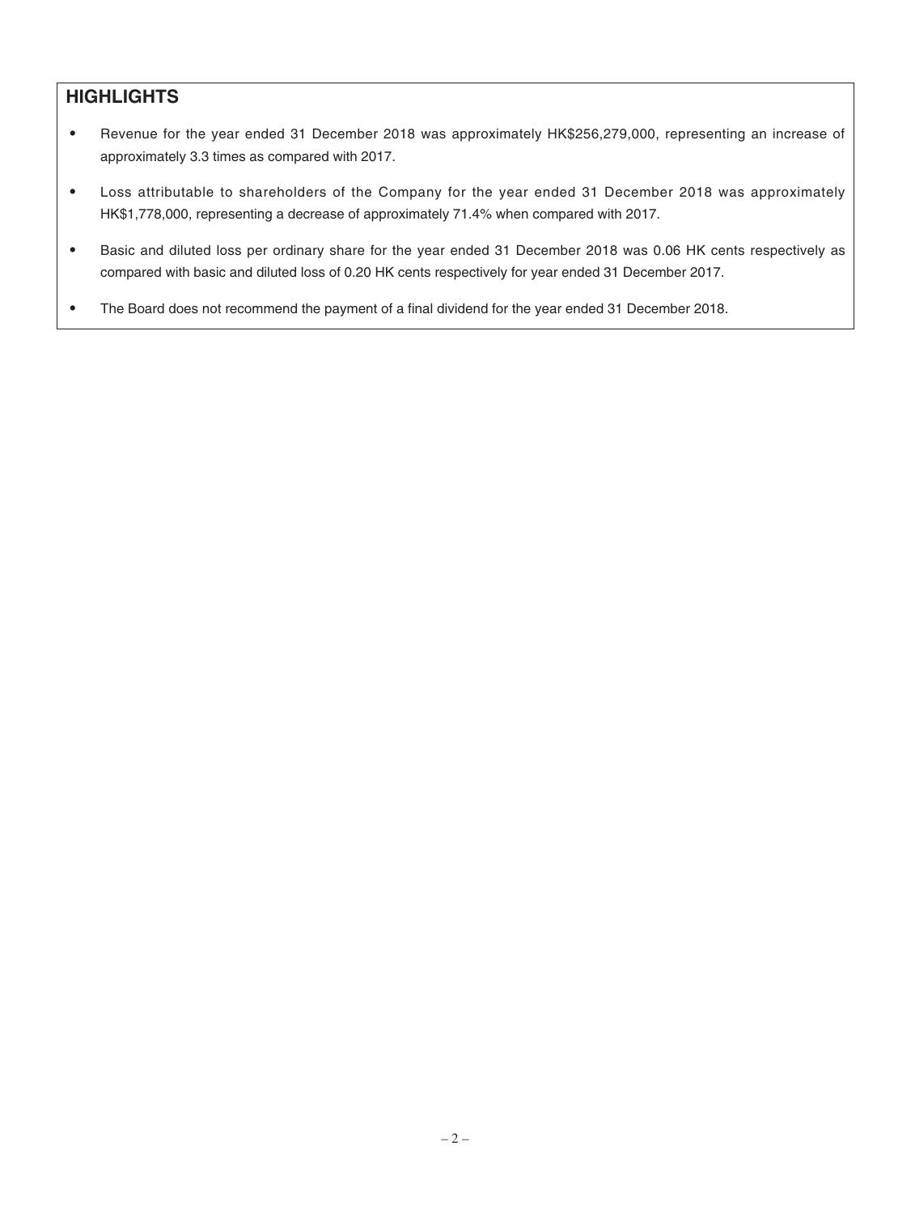## HIGHLIGHTS

- Revenue for the year ended 31 December 2018 was approximately HK$256,279,000, representing an increase of approximately 3.3 times as compared with 2017.
- Loss attributable to shareholders of the Company for the year ended 31 December 2018 was approximately HK$1,778,000, representing a decrease of approximately 71.4% when compared with 2017.
- Basic and diluted loss per ordinary share for the year ended 31 December 2018 was 0.06 HK cents respectively as compared with basic and diluted loss of 0.20 HK cents respectively for year ended 31 December 2017.
- The Board does not recommend the payment of a final dividend for the year ended 31 December 2018.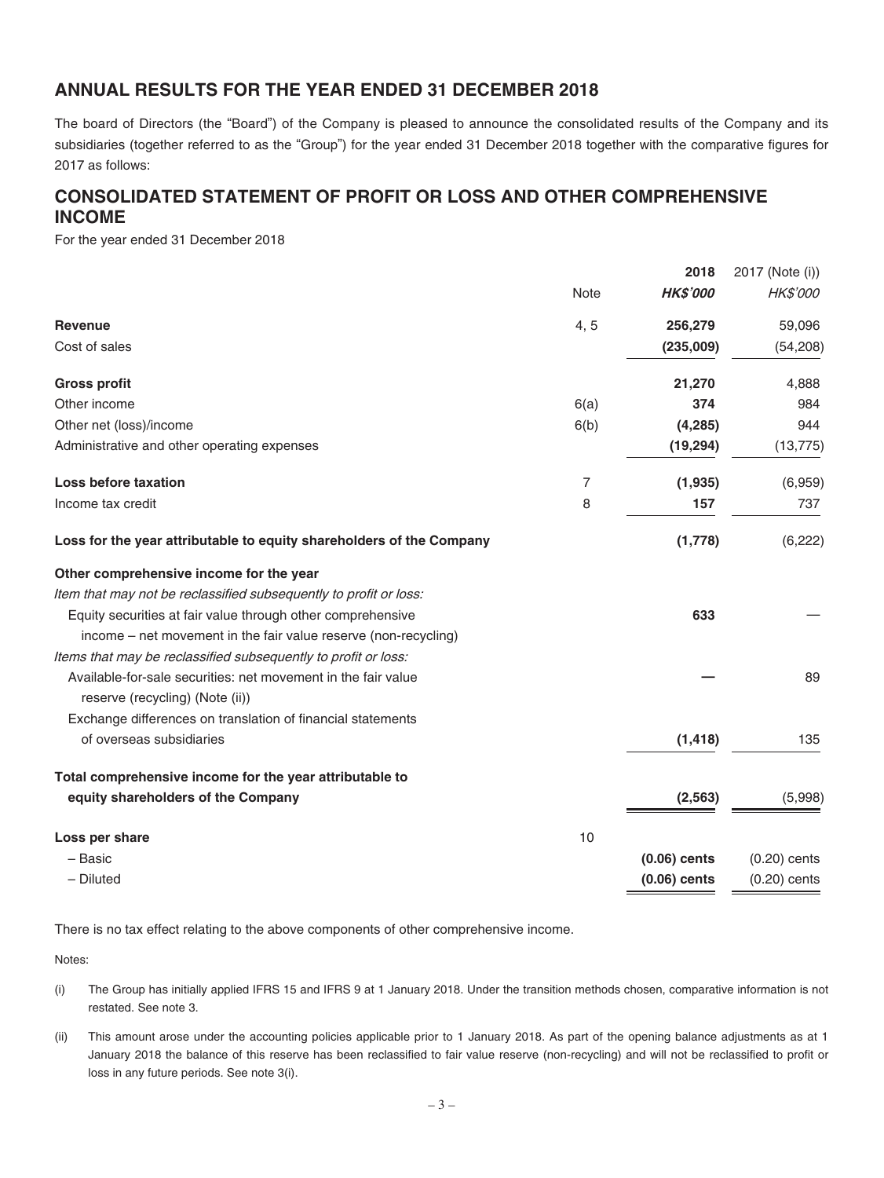## ANNUAL RESULTS FOR THE YEAR ENDED 31 DECEMBER 2018

The board of Directors (the "Board") of the Company is pleased to announce the consolidated results of the Company and its subsidiaries (together referred to as the "Group") for the year ended 31 December 2018 together with the comparative figures for 2017 as follows:

## CONSOLIDATED STATEMENT OF PROFIT OR LOSS AND OTHER COMPREHENSIVE INCOME

For the year ended 31 December 2018

| | Note | **2018** | 2017 (Note (i)) |
|---|---|---|---|
| | | ***HK$'000*** | *HK$'000* |
| **Revenue** | 4, 5 | **256,279** | 59,096 |
| Cost of sales | | **(235,009)** | (54,208) |
| **Gross profit** | | **21,270** | 4,888 |
| Other income | 6(a) | **374** | 984 |
| Other net (loss)/income | 6(b) | **(4,285)** | 944 |
| Administrative and other operating expenses | | **(19,294)** | (13,775) |
| **Loss before taxation** | 7 | **(1,935)** | (6,959) |
| Income tax credit | 8 | **157** | 737 |
| **Loss for the year attributable to equity shareholders of the Company** | | **(1,778)** | (6,222) |
| **Other comprehensive income for the year** | | | |
| *Item that may not be reclassified subsequently to profit or loss:* | | | |
| Equity securities at fair value through other comprehensive income – net movement in the fair value reserve (non-recycling) | | **633** | — |
| *Items that may be reclassified subsequently to profit or loss:* | | | |
| Available-for-sale securities: net movement in the fair value reserve (recycling) (Note (ii)) | | **—** | 89 |
| Exchange differences on translation of financial statements of overseas subsidiaries | | **(1,418)** | 135 |
| **Total comprehensive income for the year attributable to equity shareholders of the Company** | | **(2,563)** | (5,998) |
| **Loss per share** | 10 | | |
| – Basic | | **(0.06) cents** | (0.20) cents |
| – Diluted | | **(0.06) cents** | (0.20) cents |

There is no tax effect relating to the above components of other comprehensive income.

Notes:

(i) The Group has initially applied IFRS 15 and IFRS 9 at 1 January 2018. Under the transition methods chosen, comparative information is not restated. See note 3.

(ii) This amount arose under the accounting policies applicable prior to 1 January 2018. As part of the opening balance adjustments as at 1 January 2018 the balance of this reserve has been reclassified to fair value reserve (non-recycling) and will not be reclassified to profit or loss in any future periods. See note 3(i).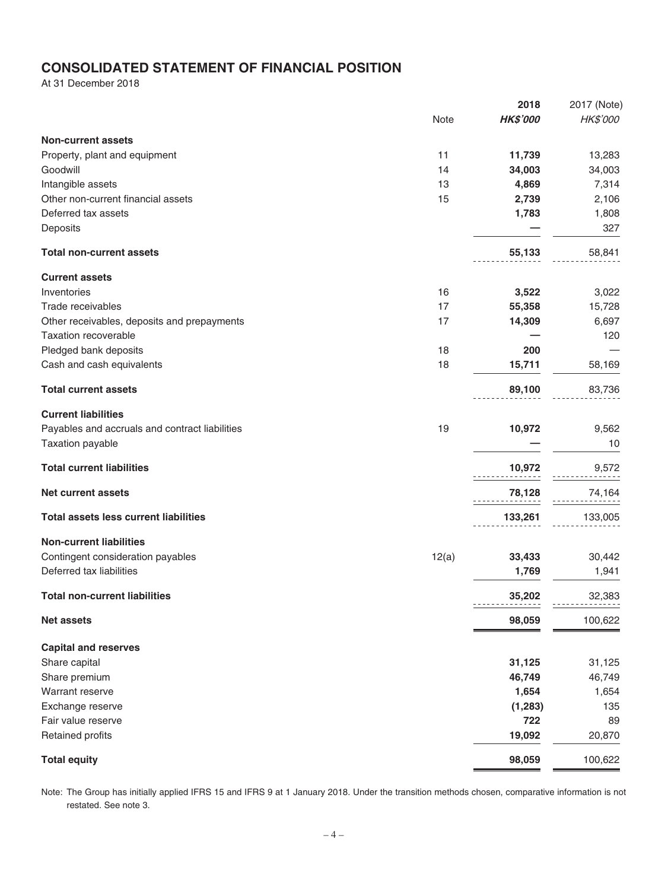# CONSOLIDATED STATEMENT OF FINANCIAL POSITION

At 31 December 2018

| | Note | 2018 | 2017 (Note) |
|---|---|---|---|
| | | ***HK$'000*** | *HK$'000* |
| **Non-current assets** | | | |
| Property, plant and equipment | 11 | **11,739** | 13,283 |
| Goodwill | 14 | **34,003** | 34,003 |
| Intangible assets | 13 | **4,869** | 7,314 |
| Other non-current financial assets | 15 | **2,739** | 2,106 |
| Deferred tax assets | | **1,783** | 1,808 |
| Deposits | | **—** | 327 |
| **Total non-current assets** | | **55,133** | 58,841 |
| **Current assets** | | | |
| Inventories | 16 | **3,522** | 3,022 |
| Trade receivables | 17 | **55,358** | 15,728 |
| Other receivables, deposits and prepayments | 17 | **14,309** | 6,697 |
| Taxation recoverable | | **—** | 120 |
| Pledged bank deposits | 18 | **200** | — |
| Cash and cash equivalents | 18 | **15,711** | 58,169 |
| **Total current assets** | | **89,100** | 83,736 |
| **Current liabilities** | | | |
| Payables and accruals and contract liabilities | 19 | **10,972** | 9,562 |
| Taxation payable | | **—** | 10 |
| **Total current liabilities** | | **10,972** | 9,572 |
| **Net current assets** | | **78,128** | 74,164 |
| **Total assets less current liabilities** | | **133,261** | 133,005 |
| **Non-current liabilities** | | | |
| Contingent consideration payables | 12(a) | **33,433** | 30,442 |
| Deferred tax liabilities | | **1,769** | 1,941 |
| **Total non-current liabilities** | | **35,202** | 32,383 |
| **Net assets** | | **98,059** | 100,622 |
| **Capital and reserves** | | | |
| Share capital | | **31,125** | 31,125 |
| Share premium | | **46,749** | 46,749 |
| Warrant reserve | | **1,654** | 1,654 |
| Exchange reserve | | **(1,283)** | 135 |
| Fair value reserve | | **722** | 89 |
| Retained profits | | **19,092** | 20,870 |
| **Total equity** | | **98,059** | 100,622 |

Note: The Group has initially applied IFRS 15 and IFRS 9 at 1 January 2018. Under the transition methods chosen, comparative information is not restated. See note 3.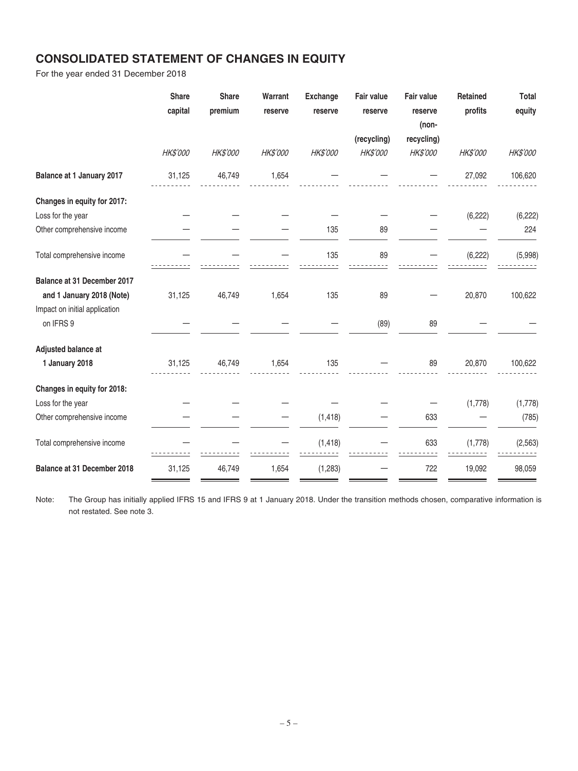## CONSOLIDATED STATEMENT OF CHANGES IN EQUITY

For the year ended 31 December 2018

| | Share capital | Share premium | Warrant reserve | Exchange reserve | Fair value reserve (recycling) | Fair value reserve (non-recycling) | Retained profits | Total equity |
|---|---|---|---|---|---|---|---|---|
| | *HK$'000* | *HK$'000* | *HK$'000* | *HK$'000* | *HK$'000* | *HK$'000* | *HK$'000* | *HK$'000* |
| **Balance at 1 January 2017** | 31,125 | 46,749 | 1,654 | — | — | — | 27,092 | 106,620 |
| **Changes in equity for 2017:** | | | | | | | | |
| Loss for the year | — | — | — | — | — | — | (6,222) | (6,222) |
| Other comprehensive income | — | — | — | 135 | 89 | — | — | 224 |
| Total comprehensive income | — | — | — | 135 | 89 | — | (6,222) | (5,998) |
| **Balance at 31 December 2017 and 1 January 2018 (Note)** | 31,125 | 46,749 | 1,654 | 135 | 89 | — | 20,870 | 100,622 |
| Impact on initial application on IFRS 9 | — | — | — | — | (89) | 89 | — | — |
| **Adjusted balance at 1 January 2018** | 31,125 | 46,749 | 1,654 | 135 | — | 89 | 20,870 | 100,622 |
| **Changes in equity for 2018:** | | | | | | | | |
| Loss for the year | — | — | — | — | — | — | (1,778) | (1,778) |
| Other comprehensive income | — | — | — | (1,418) | — | 633 | — | (785) |
| Total comprehensive income | — | — | — | (1,418) | — | 633 | (1,778) | (2,563) |
| **Balance at 31 December 2018** | 31,125 | 46,749 | 1,654 | (1,283) | — | 722 | 19,092 | 98,059 |

Note: The Group has initially applied IFRS 15 and IFRS 9 at 1 January 2018. Under the transition methods chosen, comparative information is not restated. See note 3.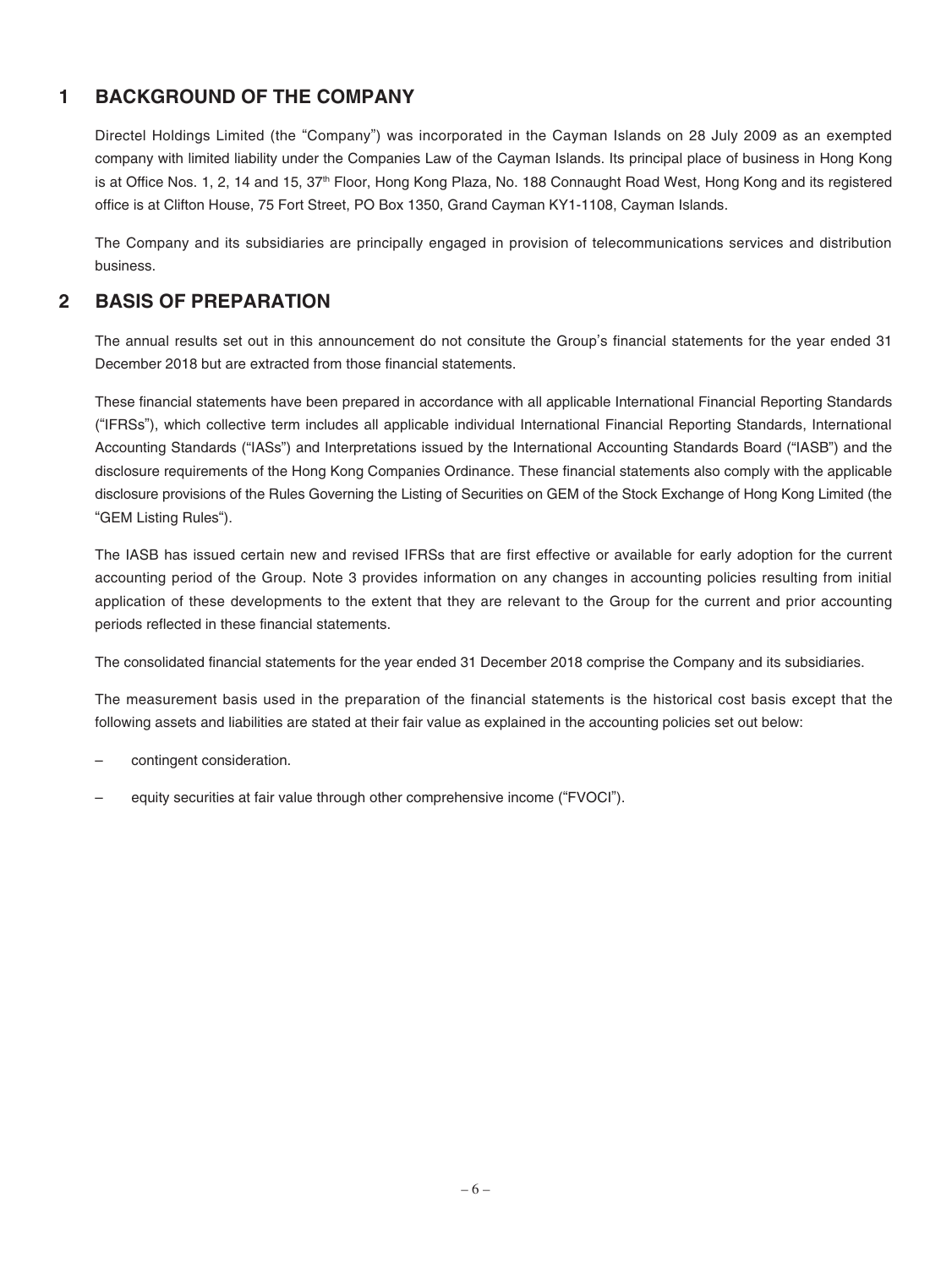## 1 BACKGROUND OF THE COMPANY

Directel Holdings Limited (the "Company") was incorporated in the Cayman Islands on 28 July 2009 as an exempted company with limited liability under the Companies Law of the Cayman Islands. Its principal place of business in Hong Kong is at Office Nos. 1, 2, 14 and 15, 37th Floor, Hong Kong Plaza, No. 188 Connaught Road West, Hong Kong and its registered office is at Clifton House, 75 Fort Street, PO Box 1350, Grand Cayman KY1-1108, Cayman Islands.

The Company and its subsidiaries are principally engaged in provision of telecommunications services and distribution business.

## 2 BASIS OF PREPARATION

The annual results set out in this announcement do not consitute the Group's financial statements for the year ended 31 December 2018 but are extracted from those financial statements.

These financial statements have been prepared in accordance with all applicable International Financial Reporting Standards ("IFRSs"), which collective term includes all applicable individual International Financial Reporting Standards, International Accounting Standards ("IASs") and Interpretations issued by the International Accounting Standards Board ("IASB") and the disclosure requirements of the Hong Kong Companies Ordinance. These financial statements also comply with the applicable disclosure provisions of the Rules Governing the Listing of Securities on GEM of the Stock Exchange of Hong Kong Limited (the "GEM Listing Rules").

The IASB has issued certain new and revised IFRSs that are first effective or available for early adoption for the current accounting period of the Group. Note 3 provides information on any changes in accounting policies resulting from initial application of these developments to the extent that they are relevant to the Group for the current and prior accounting periods reflected in these financial statements.

The consolidated financial statements for the year ended 31 December 2018 comprise the Company and its subsidiaries.

The measurement basis used in the preparation of the financial statements is the historical cost basis except that the following assets and liabilities are stated at their fair value as explained in the accounting policies set out below:

- contingent consideration.
- equity securities at fair value through other comprehensive income ("FVOCI").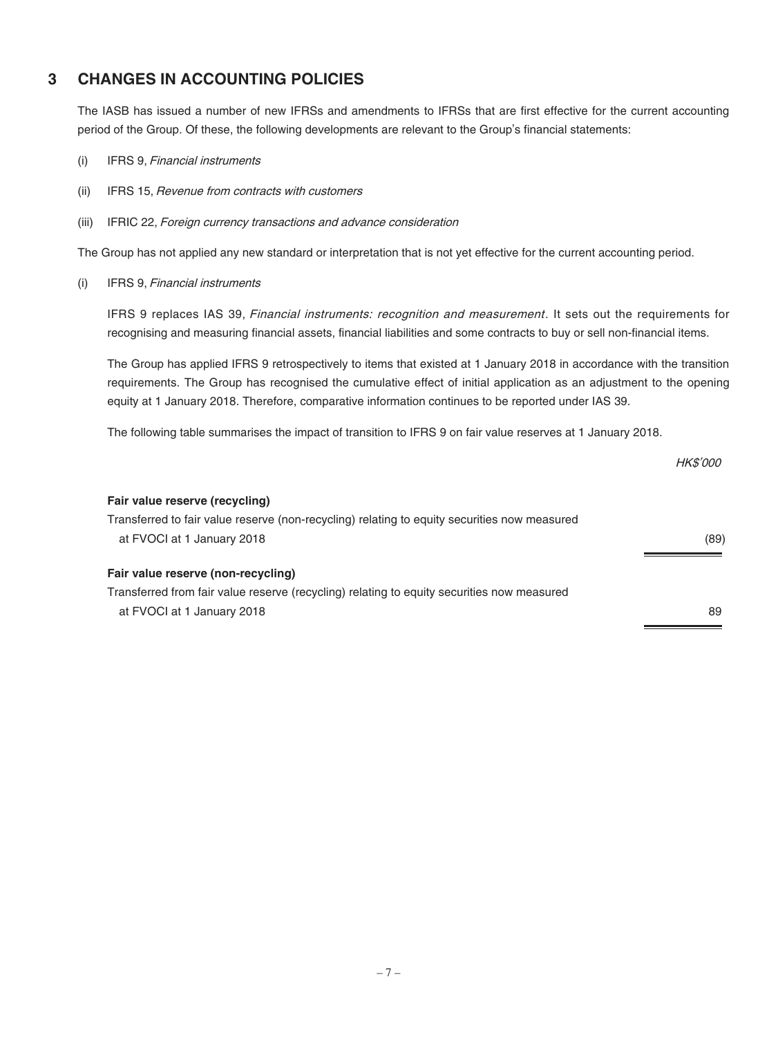## 3 CHANGES IN ACCOUNTING POLICIES

The IASB has issued a number of new IFRSs and amendments to IFRSs that are first effective for the current accounting period of the Group. Of these, the following developments are relevant to the Group's financial statements:

(i) IFRS 9, *Financial instruments*

(ii) IFRS 15, *Revenue from contracts with customers*

(iii) IFRIC 22, *Foreign currency transactions and advance consideration*

The Group has not applied any new standard or interpretation that is not yet effective for the current accounting period.

(i) IFRS 9, *Financial instruments*

IFRS 9 replaces IAS 39, *Financial instruments: recognition and measurement*. It sets out the requirements for recognising and measuring financial assets, financial liabilities and some contracts to buy or sell non-financial items.

The Group has applied IFRS 9 retrospectively to items that existed at 1 January 2018 in accordance with the transition requirements. The Group has recognised the cumulative effect of initial application as an adjustment to the opening equity at 1 January 2018. Therefore, comparative information continues to be reported under IAS 39.

The following table summarises the impact of transition to IFRS 9 on fair value reserves at 1 January 2018.

| | *HK$'000* |
|---|---|
| **Fair value reserve (recycling)** | |
| Transferred to fair value reserve (non-recycling) relating to equity securities now measured at FVOCI at 1 January 2018 | (89) |
| **Fair value reserve (non-recycling)** | |
| Transferred from fair value reserve (recycling) relating to equity securities now measured at FVOCI at 1 January 2018 | 89 |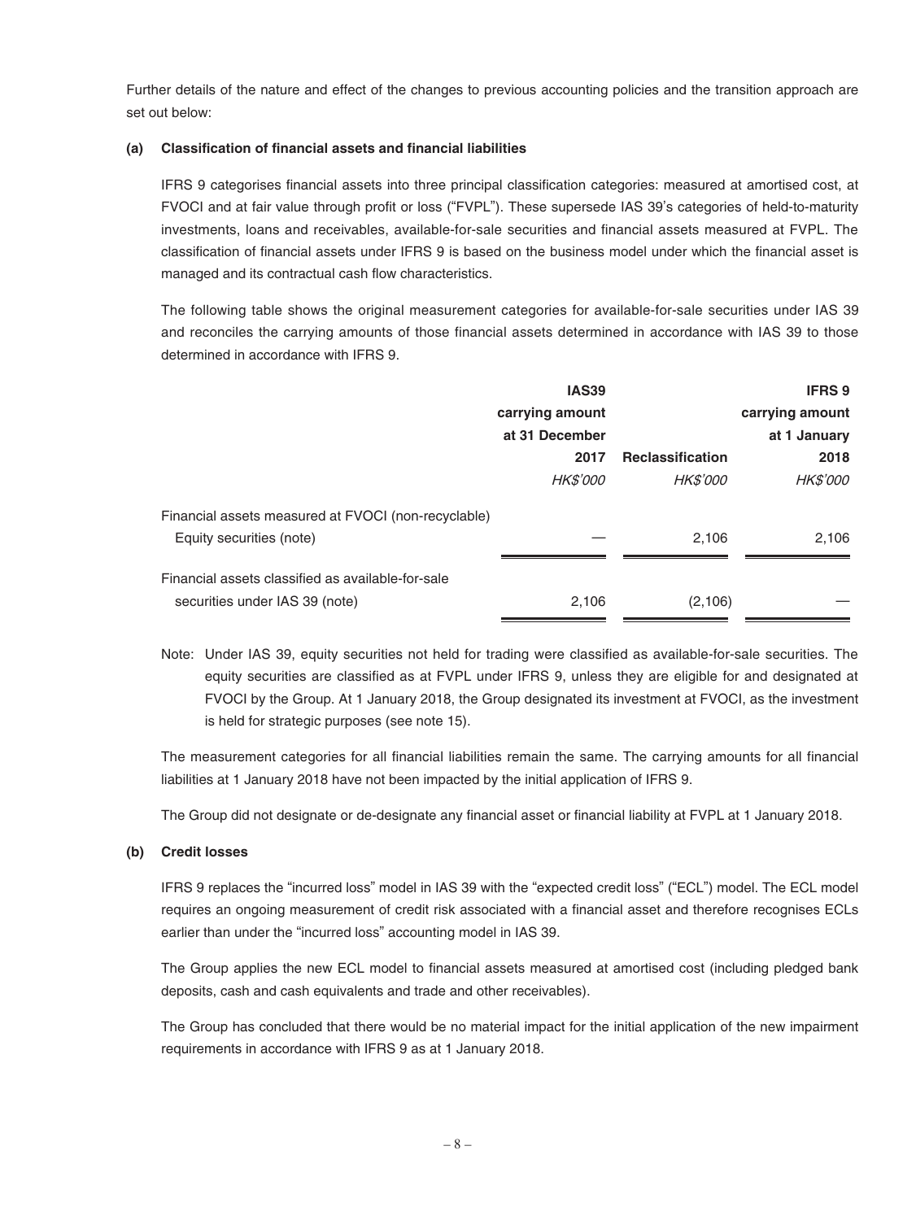Further details of the nature and effect of the changes to previous accounting policies and the transition approach are set out below:

**(a) Classification of financial assets and financial liabilities**

IFRS 9 categorises financial assets into three principal classification categories: measured at amortised cost, at FVOCI and at fair value through profit or loss ("FVPL"). These supersede IAS 39's categories of held-to-maturity investments, loans and receivables, available-for-sale securities and financial assets measured at FVPL. The classification of financial assets under IFRS 9 is based on the business model under which the financial asset is managed and its contractual cash flow characteristics.

The following table shows the original measurement categories for available-for-sale securities under IAS 39 and reconciles the carrying amounts of those financial assets determined in accordance with IAS 39 to those determined in accordance with IFRS 9.

| | **IAS39 carrying amount at 31 December 2017** | **Reclassification** | **IFRS 9 carrying amount at 1 January 2018** |
|---|---|---|---|
| | *HK$'000* | *HK$'000* | *HK$'000* |
| Financial assets measured at FVOCI (non-recyclable) | | | |
| Equity securities (note) | — | 2,106 | 2,106 |
| Financial assets classified as available-for-sale securities under IAS 39 (note) | 2,106 | (2,106) | — |

Note: Under IAS 39, equity securities not held for trading were classified as available-for-sale securities. The equity securities are classified as at FVPL under IFRS 9, unless they are eligible for and designated at FVOCI by the Group. At 1 January 2018, the Group designated its investment at FVOCI, as the investment is held for strategic purposes (see note 15).

The measurement categories for all financial liabilities remain the same. The carrying amounts for all financial liabilities at 1 January 2018 have not been impacted by the initial application of IFRS 9.

The Group did not designate or de-designate any financial asset or financial liability at FVPL at 1 January 2018.

**(b) Credit losses**

IFRS 9 replaces the "incurred loss" model in IAS 39 with the "expected credit loss" ("ECL") model. The ECL model requires an ongoing measurement of credit risk associated with a financial asset and therefore recognises ECLs earlier than under the "incurred loss" accounting model in IAS 39.

The Group applies the new ECL model to financial assets measured at amortised cost (including pledged bank deposits, cash and cash equivalents and trade and other receivables).

The Group has concluded that there would be no material impact for the initial application of the new impairment requirements in accordance with IFRS 9 as at 1 January 2018.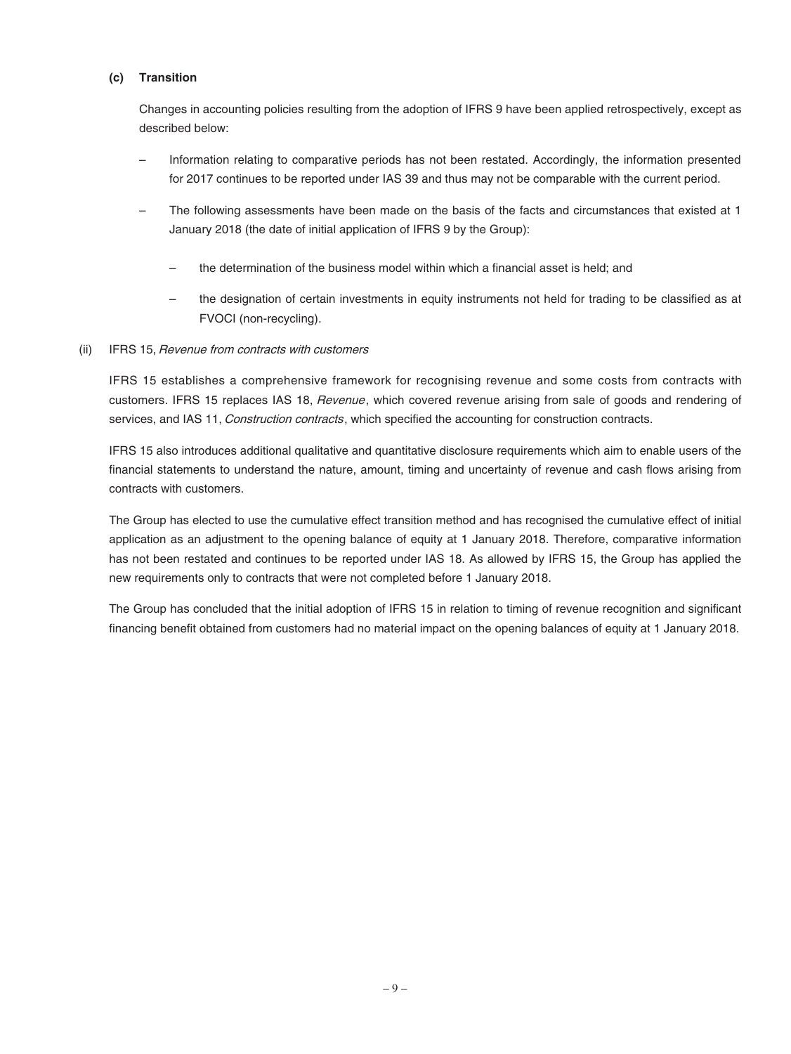**(c) Transition**

Changes in accounting policies resulting from the adoption of IFRS 9 have been applied retrospectively, except as described below:

- Information relating to comparative periods has not been restated. Accordingly, the information presented for 2017 continues to be reported under IAS 39 and thus may not be comparable with the current period.

- The following assessments have been made on the basis of the facts and circumstances that existed at 1 January 2018 (the date of initial application of IFRS 9 by the Group):

  - the determination of the business model within which a financial asset is held; and

  - the designation of certain investments in equity instruments not held for trading to be classified as at FVOCI (non-recycling).

(ii) IFRS 15, *Revenue from contracts with customers*

IFRS 15 establishes a comprehensive framework for recognising revenue and some costs from contracts with customers. IFRS 15 replaces IAS 18, *Revenue*, which covered revenue arising from sale of goods and rendering of services, and IAS 11, *Construction contracts*, which specified the accounting for construction contracts.

IFRS 15 also introduces additional qualitative and quantitative disclosure requirements which aim to enable users of the financial statements to understand the nature, amount, timing and uncertainty of revenue and cash flows arising from contracts with customers.

The Group has elected to use the cumulative effect transition method and has recognised the cumulative effect of initial application as an adjustment to the opening balance of equity at 1 January 2018. Therefore, comparative information has not been restated and continues to be reported under IAS 18. As allowed by IFRS 15, the Group has applied the new requirements only to contracts that were not completed before 1 January 2018.

The Group has concluded that the initial adoption of IFRS 15 in relation to timing of revenue recognition and significant financing benefit obtained from customers had no material impact on the opening balances of equity at 1 January 2018.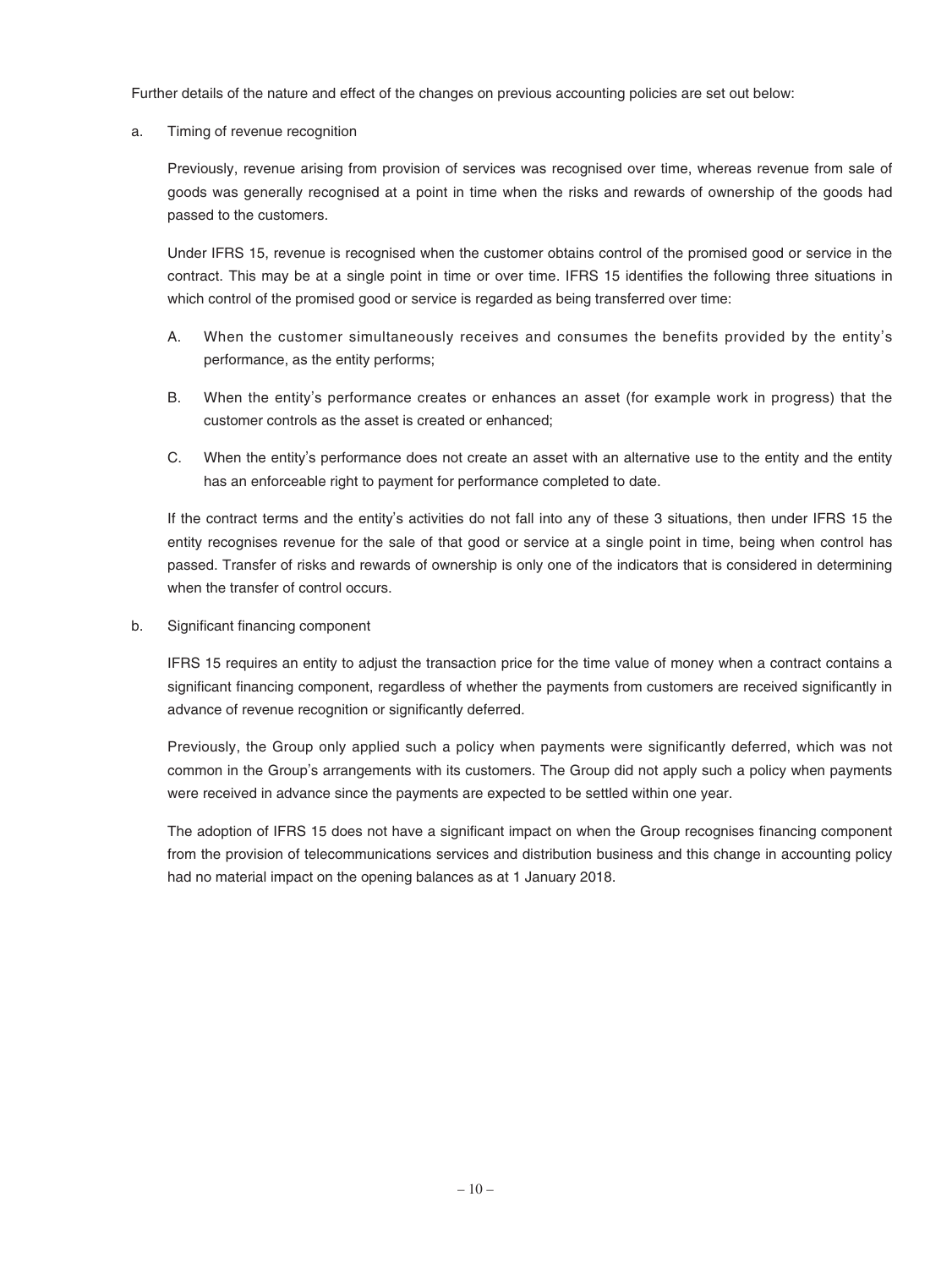Further details of the nature and effect of the changes on previous accounting policies are set out below:

a. Timing of revenue recognition

Previously, revenue arising from provision of services was recognised over time, whereas revenue from sale of goods was generally recognised at a point in time when the risks and rewards of ownership of the goods had passed to the customers.

Under IFRS 15, revenue is recognised when the customer obtains control of the promised good or service in the contract. This may be at a single point in time or over time. IFRS 15 identifies the following three situations in which control of the promised good or service is regarded as being transferred over time:

A. When the customer simultaneously receives and consumes the benefits provided by the entity's performance, as the entity performs;

B. When the entity's performance creates or enhances an asset (for example work in progress) that the customer controls as the asset is created or enhanced;

C. When the entity's performance does not create an asset with an alternative use to the entity and the entity has an enforceable right to payment for performance completed to date.

If the contract terms and the entity's activities do not fall into any of these 3 situations, then under IFRS 15 the entity recognises revenue for the sale of that good or service at a single point in time, being when control has passed. Transfer of risks and rewards of ownership is only one of the indicators that is considered in determining when the transfer of control occurs.

b. Significant financing component

IFRS 15 requires an entity to adjust the transaction price for the time value of money when a contract contains a significant financing component, regardless of whether the payments from customers are received significantly in advance of revenue recognition or significantly deferred.

Previously, the Group only applied such a policy when payments were significantly deferred, which was not common in the Group's arrangements with its customers. The Group did not apply such a policy when payments were received in advance since the payments are expected to be settled within one year.

The adoption of IFRS 15 does not have a significant impact on when the Group recognises financing component from the provision of telecommunications services and distribution business and this change in accounting policy had no material impact on the opening balances as at 1 January 2018.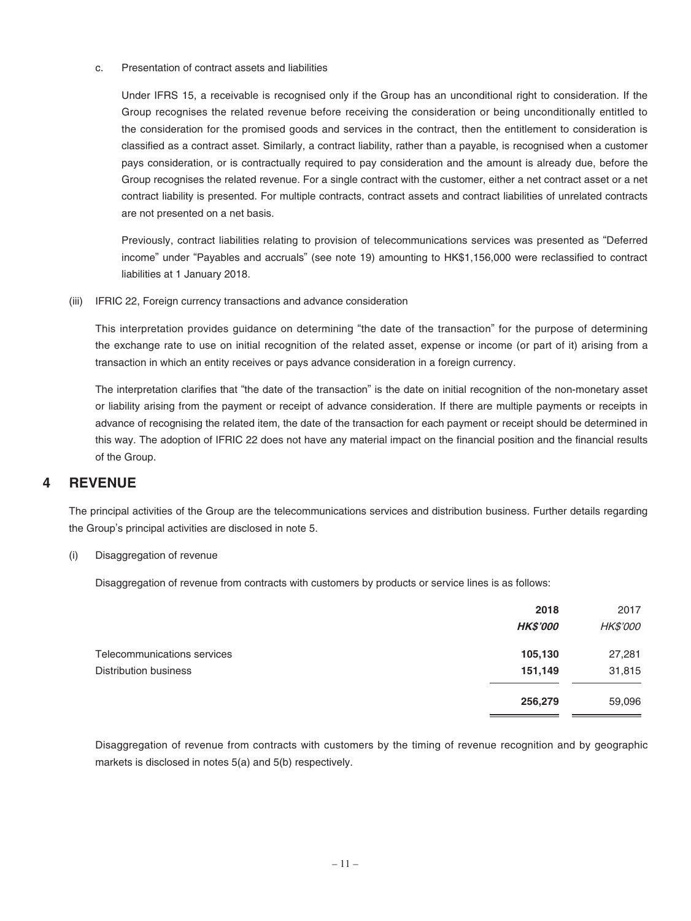c. Presentation of contract assets and liabilities

Under IFRS 15, a receivable is recognised only if the Group has an unconditional right to consideration. If the Group recognises the related revenue before receiving the consideration or being unconditionally entitled to the consideration for the promised goods and services in the contract, then the entitlement to consideration is classified as a contract asset. Similarly, a contract liability, rather than a payable, is recognised when a customer pays consideration, or is contractually required to pay consideration and the amount is already due, before the Group recognises the related revenue. For a single contract with the customer, either a net contract asset or a net contract liability is presented. For multiple contracts, contract assets and contract liabilities of unrelated contracts are not presented on a net basis.

Previously, contract liabilities relating to provision of telecommunications services was presented as "Deferred income" under "Payables and accruals" (see note 19) amounting to HK$1,156,000 were reclassified to contract liabilities at 1 January 2018.

(iii) IFRIC 22, Foreign currency transactions and advance consideration

This interpretation provides guidance on determining "the date of the transaction" for the purpose of determining the exchange rate to use on initial recognition of the related asset, expense or income (or part of it) arising from a transaction in which an entity receives or pays advance consideration in a foreign currency.

The interpretation clarifies that "the date of the transaction" is the date on initial recognition of the non-monetary asset or liability arising from the payment or receipt of advance consideration. If there are multiple payments or receipts in advance of recognising the related item, the date of the transaction for each payment or receipt should be determined in this way. The adoption of IFRIC 22 does not have any material impact on the financial position and the financial results of the Group.

## 4 REVENUE

The principal activities of the Group are the telecommunications services and distribution business. Further details regarding the Group's principal activities are disclosed in note 5.

(i) Disaggregation of revenue

Disaggregation of revenue from contracts with customers by products or service lines is as follows:

| | **2018** | 2017 |
|---|---|---|
| | ***HK$'000*** | *HK$'000* |
| Telecommunications services | **105,130** | 27,281 |
| Distribution business | **151,149** | 31,815 |
| | **256,279** | 59,096 |

Disaggregation of revenue from contracts with customers by the timing of revenue recognition and by geographic markets is disclosed in notes 5(a) and 5(b) respectively.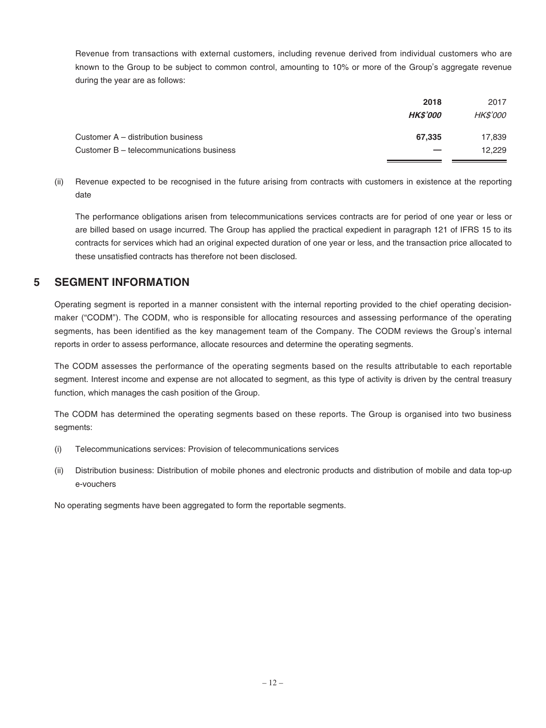Revenue from transactions with external customers, including revenue derived from individual customers who are known to the Group to be subject to common control, amounting to 10% or more of the Group's aggregate revenue during the year are as follows:

| | **2018** | 2017 |
|---|---|---|
| | ***HK$'000*** | *HK$'000* |
| Customer A – distribution business | **67,335** | 17,839 |
| Customer B – telecommunications business | **—** | 12,229 |

(ii) Revenue expected to be recognised in the future arising from contracts with customers in existence at the reporting date

The performance obligations arisen from telecommunications services contracts are for period of one year or less or are billed based on usage incurred. The Group has applied the practical expedient in paragraph 121 of IFRS 15 to its contracts for services which had an original expected duration of one year or less, and the transaction price allocated to these unsatisfied contracts has therefore not been disclosed.

## 5 SEGMENT INFORMATION

Operating segment is reported in a manner consistent with the internal reporting provided to the chief operating decision-maker ("CODM"). The CODM, who is responsible for allocating resources and assessing performance of the operating segments, has been identified as the key management team of the Company. The CODM reviews the Group's internal reports in order to assess performance, allocate resources and determine the operating segments.

The CODM assesses the performance of the operating segments based on the results attributable to each reportable segment. Interest income and expense are not allocated to segment, as this type of activity is driven by the central treasury function, which manages the cash position of the Group.

The CODM has determined the operating segments based on these reports. The Group is organised into two business segments:

(i) Telecommunications services: Provision of telecommunications services

(ii) Distribution business: Distribution of mobile phones and electronic products and distribution of mobile and data top-up e-vouchers

No operating segments have been aggregated to form the reportable segments.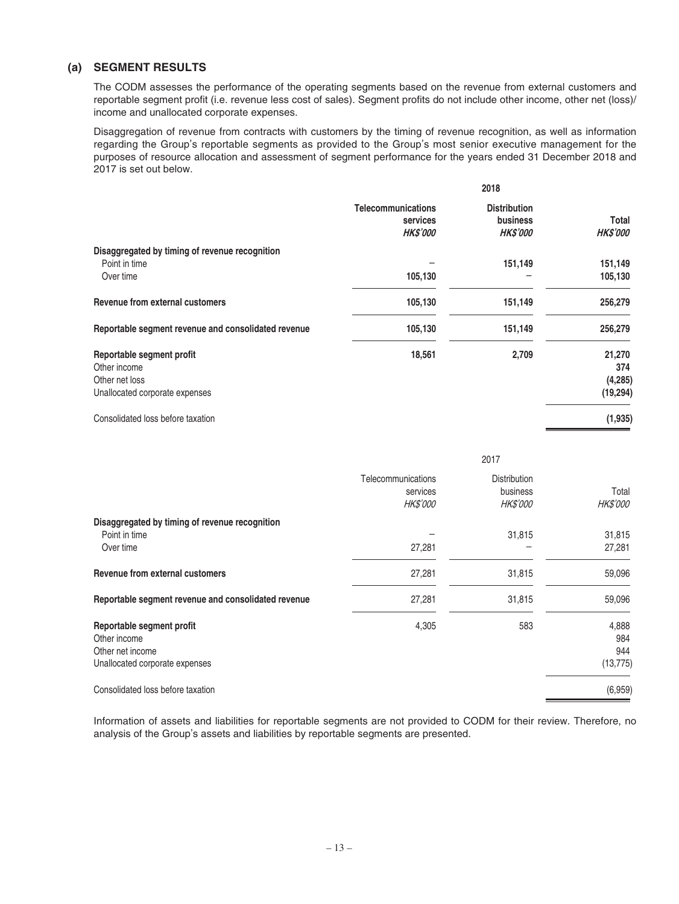### (a) SEGMENT RESULTS

The CODM assesses the performance of the operating segments based on the revenue from external customers and reportable segment profit (i.e. revenue less cost of sales). Segment profits do not include other income, other net (loss)/ income and unallocated corporate expenses.

Disaggregation of revenue from contracts with customers by the timing of revenue recognition, as well as information regarding the Group's reportable segments as provided to the Group's most senior executive management for the purposes of resource allocation and assessment of segment performance for the years ended 31 December 2018 and 2017 is set out below.

| | **2018** | | |
|---|---|---|---|
| | **Telecommunications services** *HK$'000* | **Distribution business** *HK$'000* | **Total** *HK$'000* |
| **Disaggregated by timing of revenue recognition** | | | |
| Point in time | – | **151,149** | **151,149** |
| Over time | **105,130** | – | **105,130** |
| **Revenue from external customers** | **105,130** | **151,149** | **256,279** |
| **Reportable segment revenue and consolidated revenue** | **105,130** | **151,149** | **256,279** |
| **Reportable segment profit** | **18,561** | **2,709** | **21,270** |
| Other income | | | **374** |
| Other net loss | | | **(4,285)** |
| Unallocated corporate expenses | | | **(19,294)** |
| Consolidated loss before taxation | | | **(1,935)** |

| | 2017 | | |
|---|---|---|---|
| | Telecommunications services *HK$'000* | Distribution business *HK$'000* | Total *HK$'000* |
| **Disaggregated by timing of revenue recognition** | | | |
| Point in time | – | 31,815 | 31,815 |
| Over time | 27,281 | – | 27,281 |
| **Revenue from external customers** | 27,281 | 31,815 | 59,096 |
| **Reportable segment revenue and consolidated revenue** | 27,281 | 31,815 | 59,096 |
| **Reportable segment profit** | 4,305 | 583 | 4,888 |
| Other income | | | 984 |
| Other net income | | | 944 |
| Unallocated corporate expenses | | | (13,775) |
| Consolidated loss before taxation | | | (6,959) |

Information of assets and liabilities for reportable segments are not provided to CODM for their review. Therefore, no analysis of the Group's assets and liabilities by reportable segments are presented.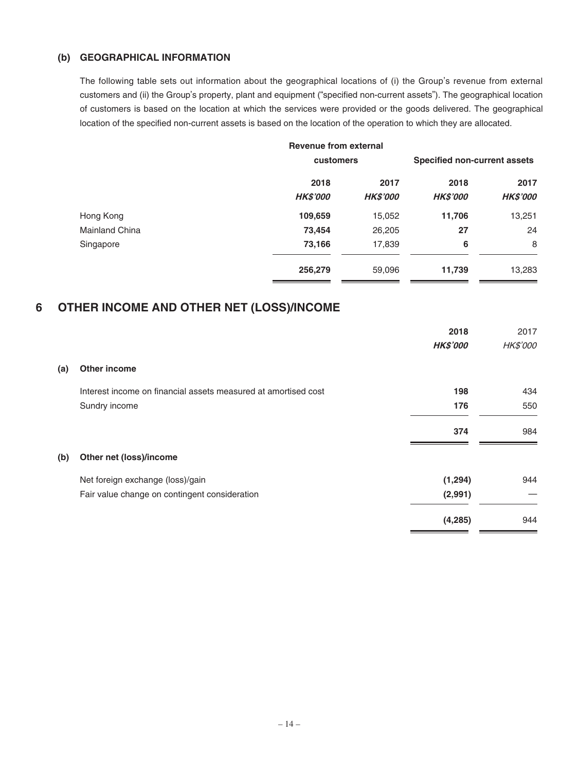### (b) GEOGRAPHICAL INFORMATION

The following table sets out information about the geographical locations of (i) the Group's revenue from external customers and (ii) the Group's property, plant and equipment ("specified non-current assets"). The geographical location of customers is based on the location at which the services were provided or the goods delivered. The geographical location of the specified non-current assets is based on the location of the operation to which they are allocated.

| | **Revenue from external customers** | | **Specified non-current assets** | |
|---|---|---|---|---|
| | **2018** | **2017** | **2018** | **2017** |
| | ***HK$'000*** | ***HK$'000*** | ***HK$'000*** | ***HK$'000*** |
| Hong Kong | **109,659** | 15,052 | **11,706** | 13,251 |
| Mainland China | **73,454** | 26,205 | **27** | 24 |
| Singapore | **73,166** | 17,839 | **6** | 8 |
| | **256,279** | 59,096 | **11,739** | 13,283 |

## 6 OTHER INCOME AND OTHER NET (LOSS)/INCOME

| | **2018** | 2017 |
|---|---|---|
| | ***HK$'000*** | *HK$'000* |
| **(a) Other income** | | |
| Interest income on financial assets measured at amortised cost | **198** | 434 |
| Sundry income | **176** | 550 |
| | **374** | 984 |
| **(b) Other net (loss)/income** | | |
| Net foreign exchange (loss)/gain | **(1,294)** | 944 |
| Fair value change on contingent consideration | **(2,991)** | — |
| | **(4,285)** | 944 |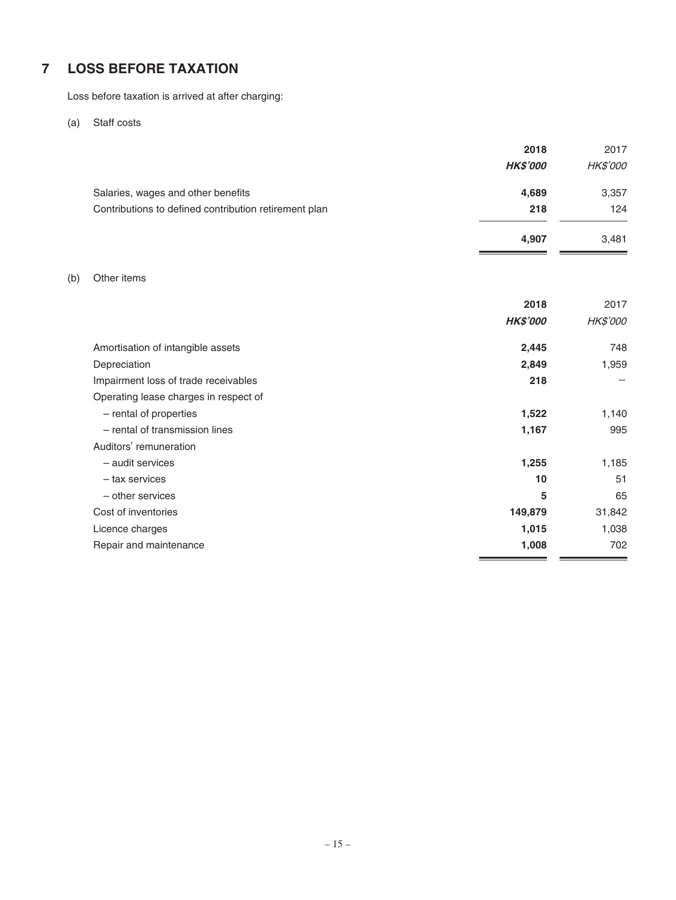## 7 LOSS BEFORE TAXATION

Loss before taxation is arrived at after charging:

(a) Staff costs

| | 2018 | 2017 |
|---|---|---|
| | ***HK$'000*** | *HK$'000* |
| Salaries, wages and other benefits | **4,689** | 3,357 |
| Contributions to defined contribution retirement plan | **218** | 124 |
| | **4,907** | 3,481 |

(b) Other items

| | 2018 | 2017 |
|---|---|---|
| | ***HK$'000*** | *HK$'000* |
| Amortisation of intangible assets | **2,445** | 748 |
| Depreciation | **2,849** | 1,959 |
| Impairment loss of trade receivables | **218** | – |
| Operating lease charges in respect of | | |
| – rental of properties | **1,522** | 1,140 |
| – rental of transmission lines | **1,167** | 995 |
| Auditors' remuneration | | |
| – audit services | **1,255** | 1,185 |
| – tax services | **10** | 51 |
| – other services | **5** | 65 |
| Cost of inventories | **149,879** | 31,842 |
| Licence charges | **1,015** | 1,038 |
| Repair and maintenance | **1,008** | 702 |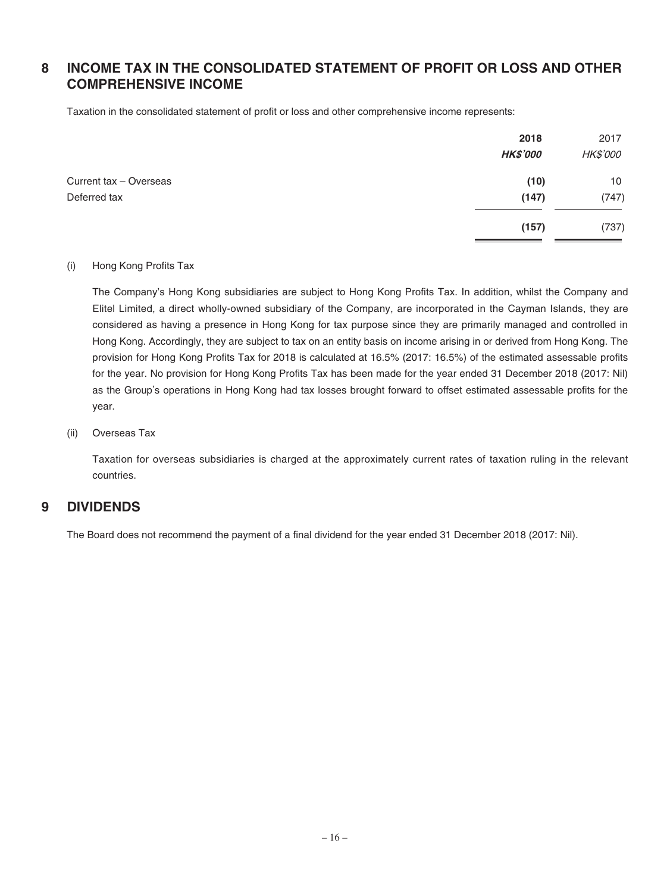## 8 INCOME TAX IN THE CONSOLIDATED STATEMENT OF PROFIT OR LOSS AND OTHER COMPREHENSIVE INCOME

Taxation in the consolidated statement of profit or loss and other comprehensive income represents:

| | **2018** | 2017 |
|---|---|---|
| | ***HK$'000*** | *HK$'000* |
| Current tax – Overseas | **(10)** | 10 |
| Deferred tax | **(147)** | (747) |
| | **(157)** | (737) |

(i) Hong Kong Profits Tax

The Company's Hong Kong subsidiaries are subject to Hong Kong Profits Tax. In addition, whilst the Company and Elitel Limited, a direct wholly-owned subsidiary of the Company, are incorporated in the Cayman Islands, they are considered as having a presence in Hong Kong for tax purpose since they are primarily managed and controlled in Hong Kong. Accordingly, they are subject to tax on an entity basis on income arising in or derived from Hong Kong. The provision for Hong Kong Profits Tax for 2018 is calculated at 16.5% (2017: 16.5%) of the estimated assessable profits for the year. No provision for Hong Kong Profits Tax has been made for the year ended 31 December 2018 (2017: Nil) as the Group's operations in Hong Kong had tax losses brought forward to offset estimated assessable profits for the year.

(ii) Overseas Tax

Taxation for overseas subsidiaries is charged at the approximately current rates of taxation ruling in the relevant countries.

## 9 DIVIDENDS

The Board does not recommend the payment of a final dividend for the year ended 31 December 2018 (2017: Nil).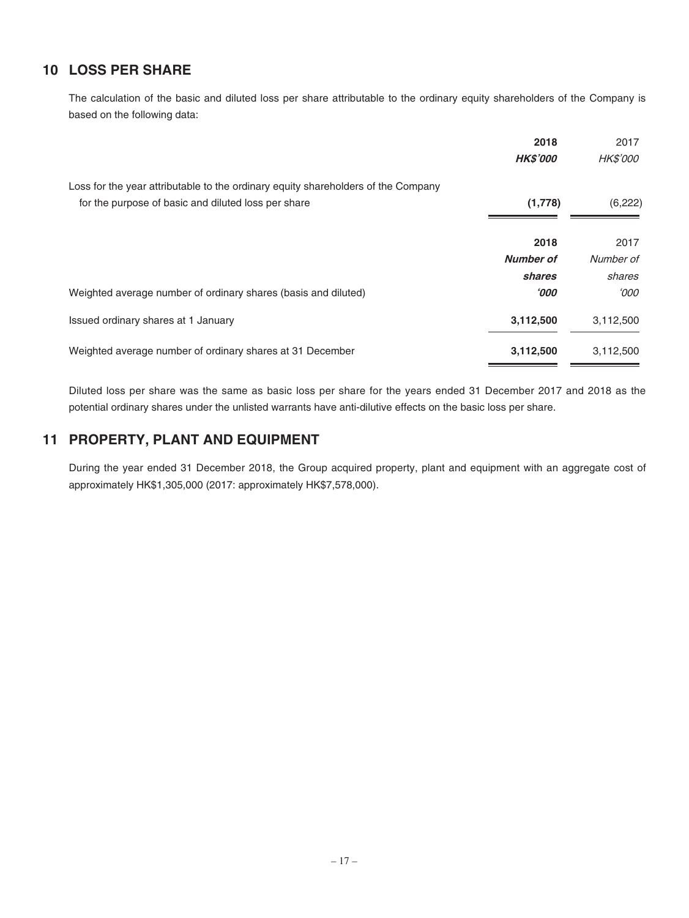## 10 LOSS PER SHARE

The calculation of the basic and diluted loss per share attributable to the ordinary equity shareholders of the Company is based on the following data:

| | **2018** | 2017 |
|---|---|---|
| | ***HK$'000*** | *HK$'000* |
| Loss for the year attributable to the ordinary equity shareholders of the Company for the purpose of basic and diluted loss per share | **(1,778)** | (6,222) |

| | **2018** | 2017 |
|---|---|---|
| | ***Number of shares*** | *Number of shares* |
| Weighted average number of ordinary shares (basis and diluted) | ***'000*** | *'000* |
| Issued ordinary shares at 1 January | **3,112,500** | 3,112,500 |
| Weighted average number of ordinary shares at 31 December | **3,112,500** | 3,112,500 |

Diluted loss per share was the same as basic loss per share for the years ended 31 December 2017 and 2018 as the potential ordinary shares under the unlisted warrants have anti-dilutive effects on the basic loss per share.

## 11 PROPERTY, PLANT AND EQUIPMENT

During the year ended 31 December 2018, the Group acquired property, plant and equipment with an aggregate cost of approximately HK$1,305,000 (2017: approximately HK$7,578,000).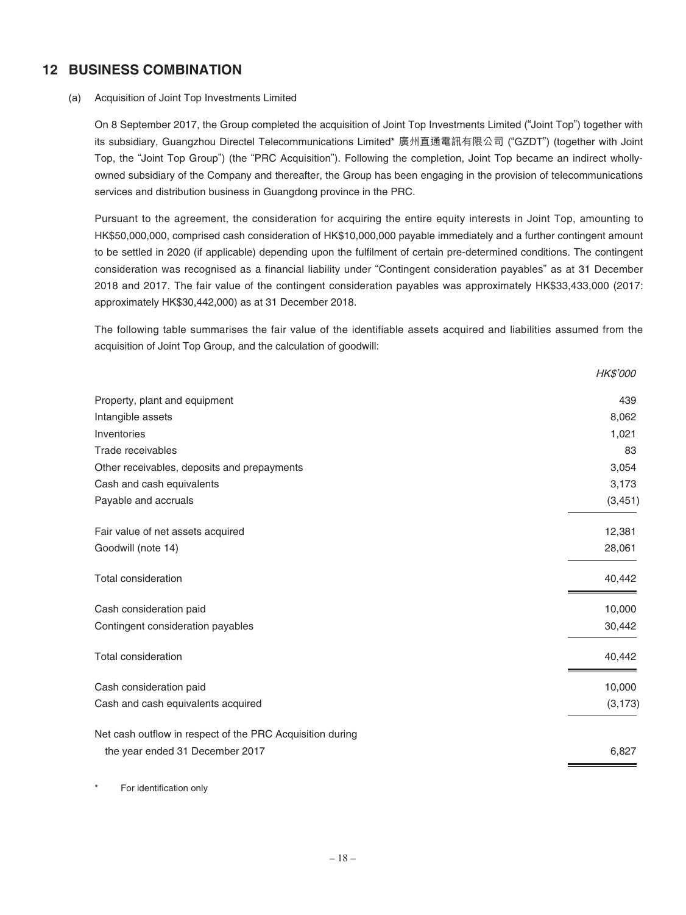## 12 BUSINESS COMBINATION

(a) Acquisition of Joint Top Investments Limited

On 8 September 2017, the Group completed the acquisition of Joint Top Investments Limited ("Joint Top") together with its subsidiary, Guangzhou Directel Telecommunications Limited* 廣州直通電訊有限公司 ("GZDT") (together with Joint Top, the "Joint Top Group") (the "PRC Acquisition"). Following the completion, Joint Top became an indirect wholly-owned subsidiary of the Company and thereafter, the Group has been engaging in the provision of telecommunications services and distribution business in Guangdong province in the PRC.

Pursuant to the agreement, the consideration for acquiring the entire equity interests in Joint Top, amounting to HK$50,000,000, comprised cash consideration of HK$10,000,000 payable immediately and a further contingent amount to be settled in 2020 (if applicable) depending upon the fulfilment of certain pre-determined conditions. The contingent consideration was recognised as a financial liability under "Contingent consideration payables" as at 31 December 2018 and 2017. The fair value of the contingent consideration payables was approximately HK$33,433,000 (2017: approximately HK$30,442,000) as at 31 December 2018.

The following table summarises the fair value of the identifiable assets acquired and liabilities assumed from the acquisition of Joint Top Group, and the calculation of goodwill:

| | *HK$'000* |
|---|---|
| Property, plant and equipment | 439 |
| Intangible assets | 8,062 |
| Inventories | 1,021 |
| Trade receivables | 83 |
| Other receivables, deposits and prepayments | 3,054 |
| Cash and cash equivalents | 3,173 |
| Payable and accruals | (3,451) |
| Fair value of net assets acquired | 12,381 |
| Goodwill (note 14) | 28,061 |
| Total consideration | 40,442 |
| Cash consideration paid | 10,000 |
| Contingent consideration payables | 30,442 |
| Total consideration | 40,442 |
| Cash consideration paid | 10,000 |
| Cash and cash equivalents acquired | (3,173) |
| Net cash outflow in respect of the PRC Acquisition during the year ended 31 December 2017 | 6,827 |

\* For identification only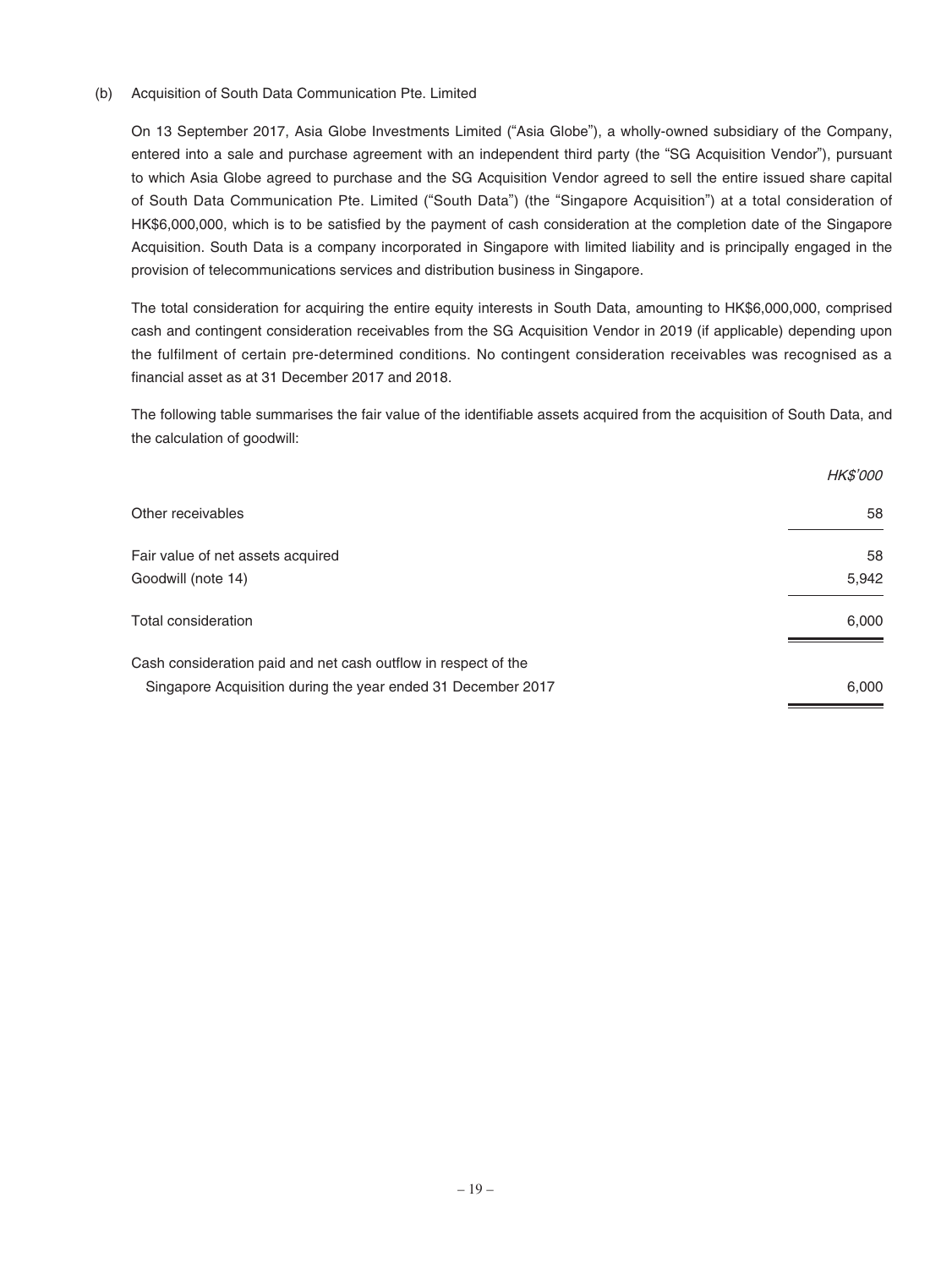(b) Acquisition of South Data Communication Pte. Limited

On 13 September 2017, Asia Globe Investments Limited ("Asia Globe"), a wholly-owned subsidiary of the Company, entered into a sale and purchase agreement with an independent third party (the "SG Acquisition Vendor"), pursuant to which Asia Globe agreed to purchase and the SG Acquisition Vendor agreed to sell the entire issued share capital of South Data Communication Pte. Limited ("South Data") (the "Singapore Acquisition") at a total consideration of HK$6,000,000, which is to be satisfied by the payment of cash consideration at the completion date of the Singapore Acquisition. South Data is a company incorporated in Singapore with limited liability and is principally engaged in the provision of telecommunications services and distribution business in Singapore.

The total consideration for acquiring the entire equity interests in South Data, amounting to HK$6,000,000, comprised cash and contingent consideration receivables from the SG Acquisition Vendor in 2019 (if applicable) depending upon the fulfilment of certain pre-determined conditions. No contingent consideration receivables was recognised as a financial asset as at 31 December 2017 and 2018.

The following table summarises the fair value of the identifiable assets acquired from the acquisition of South Data, and the calculation of goodwill:

| | *HK$'000* |
|---|---|
| Other receivables | 58 |
| Fair value of net assets acquired | 58 |
| Goodwill (note 14) | 5,942 |
| Total consideration | 6,000 |
| Cash consideration paid and net cash outflow in respect of the Singapore Acquisition during the year ended 31 December 2017 | 6,000 |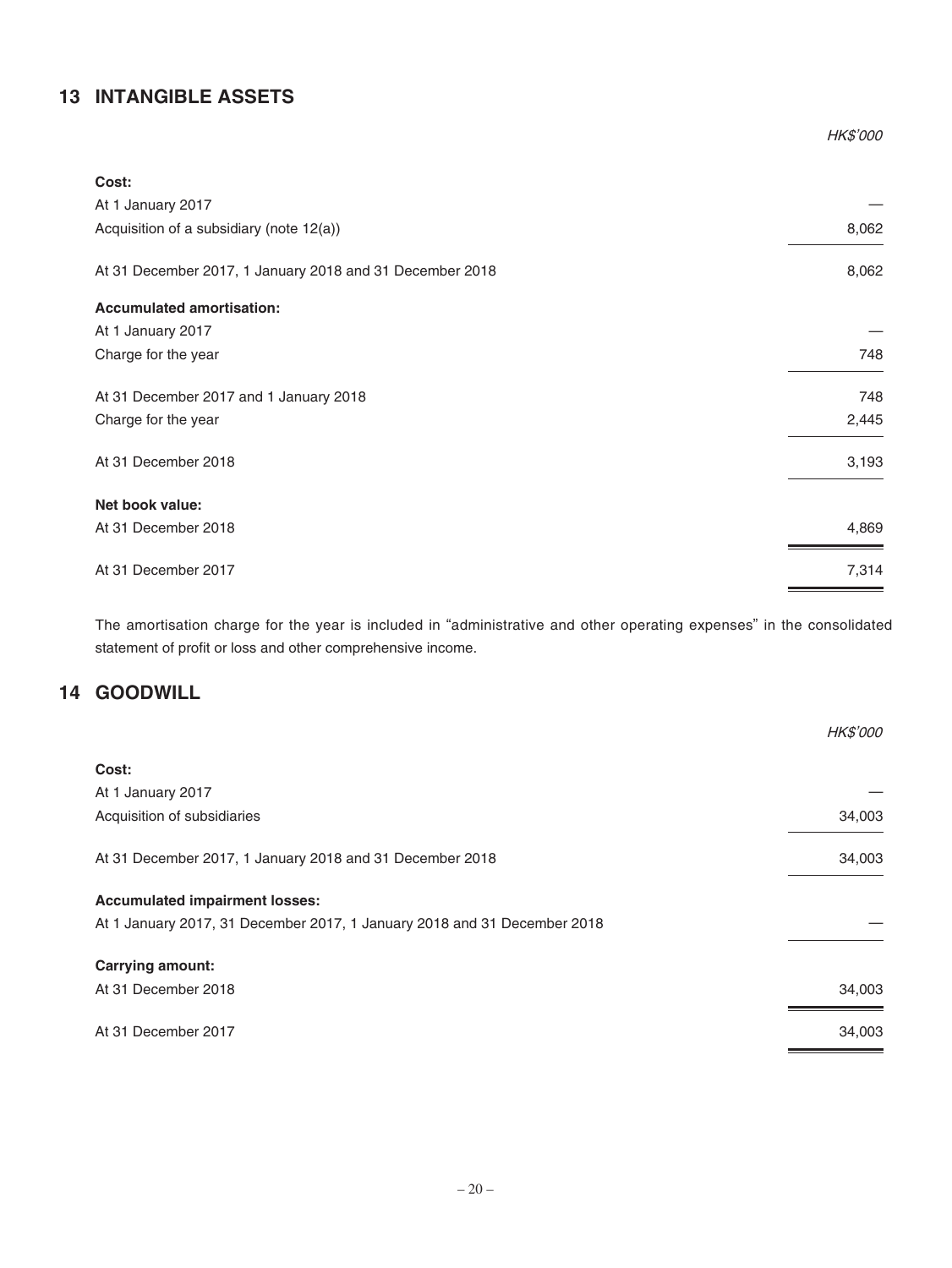## 13 INTANGIBLE ASSETS

| | HK$'000 |
|---|---|
| **Cost:** | |
| At 1 January 2017 | — |
| Acquisition of a subsidiary (note 12(a)) | 8,062 |
| At 31 December 2017, 1 January 2018 and 31 December 2018 | 8,062 |
| **Accumulated amortisation:** | |
| At 1 January 2017 | — |
| Charge for the year | 748 |
| At 31 December 2017 and 1 January 2018 | 748 |
| Charge for the year | 2,445 |
| At 31 December 2018 | 3,193 |
| **Net book value:** | |
| At 31 December 2018 | 4,869 |
| At 31 December 2017 | 7,314 |

The amortisation charge for the year is included in "administrative and other operating expenses" in the consolidated statement of profit or loss and other comprehensive income.

## 14 GOODWILL

| | HK$'000 |
|---|---|
| **Cost:** | |
| At 1 January 2017 | — |
| Acquisition of subsidiaries | 34,003 |
| At 31 December 2017, 1 January 2018 and 31 December 2018 | 34,003 |
| **Accumulated impairment losses:** | |
| At 1 January 2017, 31 December 2017, 1 January 2018 and 31 December 2018 | — |
| **Carrying amount:** | |
| At 31 December 2018 | 34,003 |
| At 31 December 2017 | 34,003 |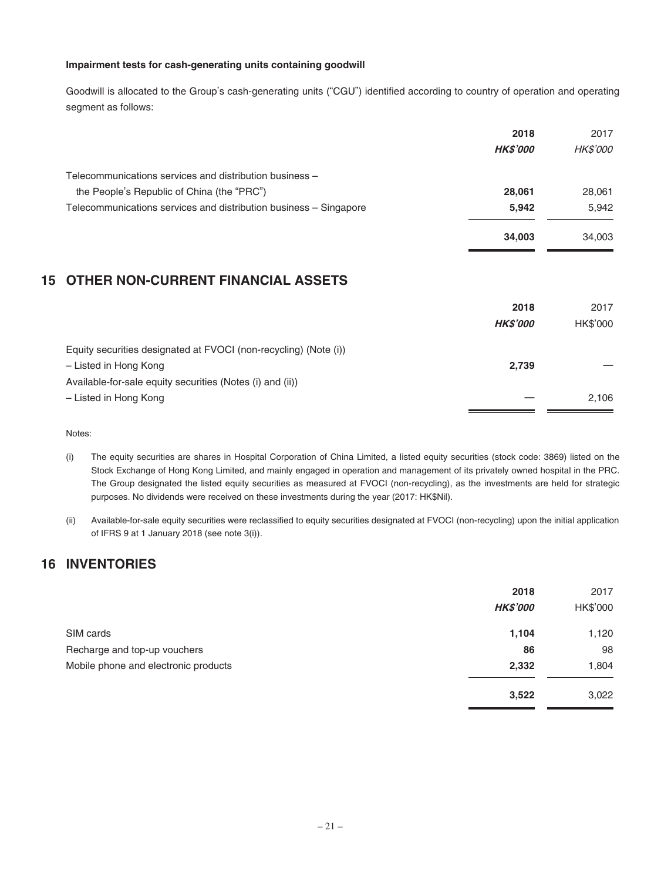**Impairment tests for cash-generating units containing goodwill**

Goodwill is allocated to the Group's cash-generating units ("CGU") identified according to country of operation and operating segment as follows:

| | 2018 | 2017 |
|---|---|---|
| | ***HK$'000*** | *HK$'000* |
| Telecommunications services and distribution business – the People's Republic of China (the "PRC") | **28,061** | 28,061 |
| Telecommunications services and distribution business – Singapore | **5,942** | 5,942 |
| | **34,003** | 34,003 |

## 15 OTHER NON-CURRENT FINANCIAL ASSETS

| | 2018 | 2017 |
|---|---|---|
| | ***HK$'000*** | HK$'000 |
| Equity securities designated at FVOCI (non-recycling) (Note (i)) | | |
| – Listed in Hong Kong | **2,739** | — |
| Available-for-sale equity securities (Notes (i) and (ii)) | | |
| – Listed in Hong Kong | **—** | 2,106 |

Notes:

(i) The equity securities are shares in Hospital Corporation of China Limited, a listed equity securities (stock code: 3869) listed on the Stock Exchange of Hong Kong Limited, and mainly engaged in operation and management of its privately owned hospital in the PRC. The Group designated the listed equity securities as measured at FVOCI (non-recycling), as the investments are held for strategic purposes. No dividends were received on these investments during the year (2017: HK$Nil).

(ii) Available-for-sale equity securities were reclassified to equity securities designated at FVOCI (non-recycling) upon the initial application of IFRS 9 at 1 January 2018 (see note 3(i)).

## 16 INVENTORIES

| | 2018 | 2017 |
|---|---|---|
| | ***HK$'000*** | HK$'000 |
| SIM cards | **1,104** | 1,120 |
| Recharge and top-up vouchers | **86** | 98 |
| Mobile phone and electronic products | **2,332** | 1,804 |
| | **3,522** | 3,022 |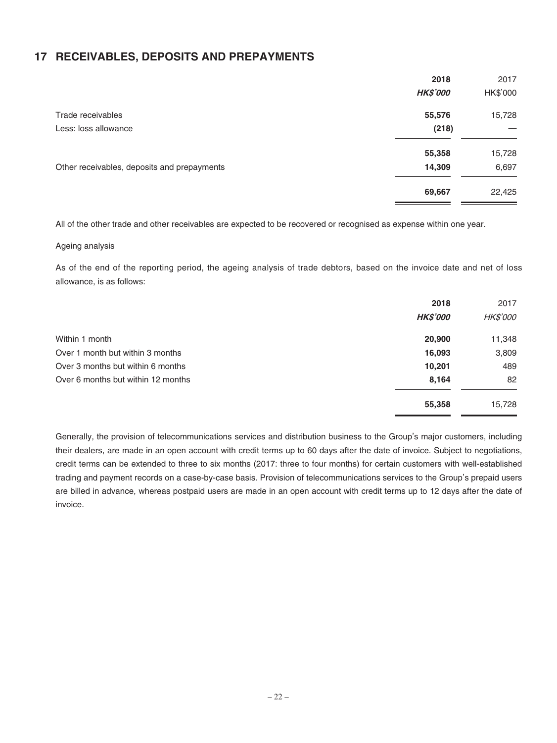## 17 RECEIVABLES, DEPOSITS AND PREPAYMENTS

| | 2018 | 2017 |
|---|---|---|
| | ***HK$'000*** | HK$'000 |
| Trade receivables | **55,576** | 15,728 |
| Less: loss allowance | **(218)** | — |
| | **55,358** | 15,728 |
| Other receivables, deposits and prepayments | **14,309** | 6,697 |
| | **69,667** | 22,425 |

All of the other trade and other receivables are expected to be recovered or recognised as expense within one year.

Ageing analysis

As of the end of the reporting period, the ageing analysis of trade debtors, based on the invoice date and net of loss allowance, is as follows:

| | 2018 | 2017 |
|---|---|---|
| | ***HK$'000*** | *HK$'000* |
| Within 1 month | **20,900** | 11,348 |
| Over 1 month but within 3 months | **16,093** | 3,809 |
| Over 3 months but within 6 months | **10,201** | 489 |
| Over 6 months but within 12 months | **8,164** | 82 |
| | **55,358** | 15,728 |

Generally, the provision of telecommunications services and distribution business to the Group's major customers, including their dealers, are made in an open account with credit terms up to 60 days after the date of invoice. Subject to negotiations, credit terms can be extended to three to six months (2017: three to four months) for certain customers with well-established trading and payment records on a case-by-case basis. Provision of telecommunications services to the Group's prepaid users are billed in advance, whereas postpaid users are made in an open account with credit terms up to 12 days after the date of invoice.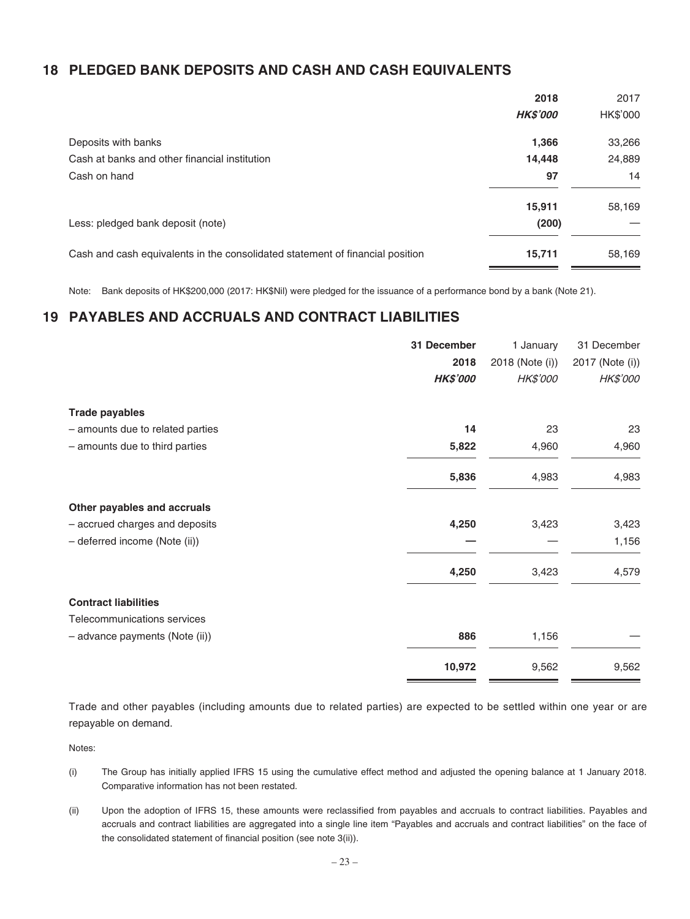## 18 PLEDGED BANK DEPOSITS AND CASH AND CASH EQUIVALENTS

| | 2018 | 2017 |
|---|---|---|
| | ***HK$'000*** | HK$'000 |
| Deposits with banks | **1,366** | 33,266 |
| Cash at banks and other financial institution | **14,448** | 24,889 |
| Cash on hand | **97** | 14 |
| | **15,911** | 58,169 |
| Less: pledged bank deposit (note) | **(200)** | — |
| Cash and cash equivalents in the consolidated statement of financial position | **15,711** | 58,169 |

Note: Bank deposits of HK$200,000 (2017: HK$Nil) were pledged for the issuance of a performance bond by a bank (Note 21).

## 19 PAYABLES AND ACCRUALS AND CONTRACT LIABILITIES

| | 31 December 2018 | 1 January 2018 (Note (i)) | 31 December 2017 (Note (i)) |
|---|---|---|---|
| | ***HK$'000*** | *HK$'000* | *HK$'000* |
| **Trade payables** | | | |
| – amounts due to related parties | **14** | 23 | 23 |
| – amounts due to third parties | **5,822** | 4,960 | 4,960 |
| | **5,836** | 4,983 | 4,983 |
| **Other payables and accruals** | | | |
| – accrued charges and deposits | **4,250** | 3,423 | 3,423 |
| – deferred income (Note (ii)) | **—** | — | 1,156 |
| | **4,250** | 3,423 | 4,579 |
| **Contract liabilities** | | | |
| Telecommunications services | | | |
| – advance payments (Note (ii)) | **886** | 1,156 | — |
| | **10,972** | 9,562 | 9,562 |

Trade and other payables (including amounts due to related parties) are expected to be settled within one year or are repayable on demand.

Notes:

(i) The Group has initially applied IFRS 15 using the cumulative effect method and adjusted the opening balance at 1 January 2018. Comparative information has not been restated.

(ii) Upon the adoption of IFRS 15, these amounts were reclassified from payables and accruals to contract liabilities. Payables and accruals and contract liabilities are aggregated into a single line item "Payables and accruals and contract liabilities" on the face of the consolidated statement of financial position (see note 3(ii)).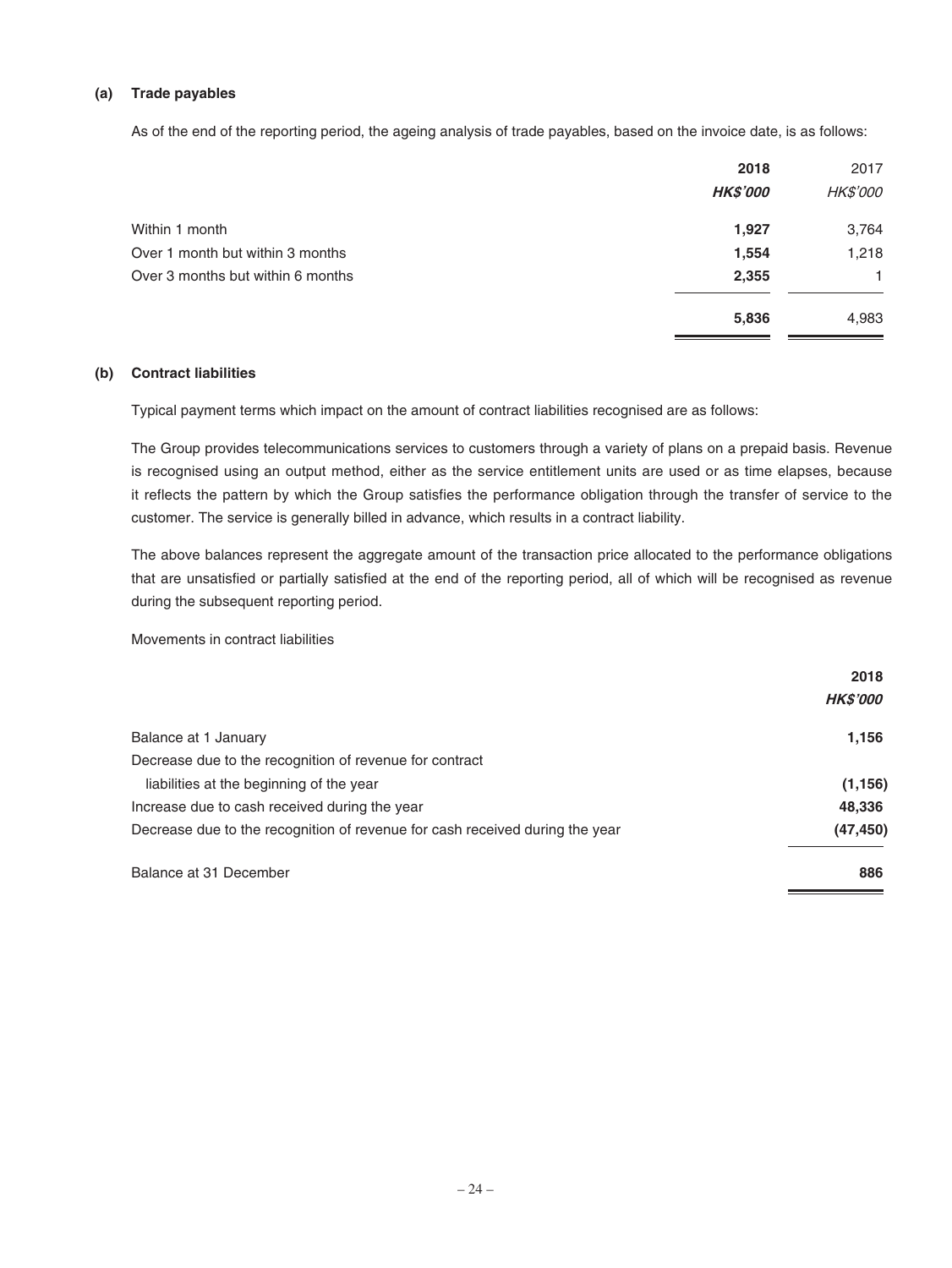**(a) Trade payables**

As of the end of the reporting period, the ageing analysis of trade payables, based on the invoice date, is as follows:

| | **2018** | 2017 |
|---|---|---|
| | ***HK$'000*** | *HK$'000* |
| Within 1 month | **1,927** | 3,764 |
| Over 1 month but within 3 months | **1,554** | 1,218 |
| Over 3 months but within 6 months | **2,355** | 1 |
| | **5,836** | 4,983 |

**(b) Contract liabilities**

Typical payment terms which impact on the amount of contract liabilities recognised are as follows:

The Group provides telecommunications services to customers through a variety of plans on a prepaid basis. Revenue is recognised using an output method, either as the service entitlement units are used or as time elapses, because it reflects the pattern by which the Group satisfies the performance obligation through the transfer of service to the customer. The service is generally billed in advance, which results in a contract liability.

The above balances represent the aggregate amount of the transaction price allocated to the performance obligations that are unsatisfied or partially satisfied at the end of the reporting period, all of which will be recognised as revenue during the subsequent reporting period.

Movements in contract liabilities

| | **2018** |
|---|---|
| | ***HK$'000*** |
| Balance at 1 January | **1,156** |
| Decrease due to the recognition of revenue for contract liabilities at the beginning of the year | **(1,156)** |
| Increase due to cash received during the year | **48,336** |
| Decrease due to the recognition of revenue for cash received during the year | **(47,450)** |
| Balance at 31 December | **886** |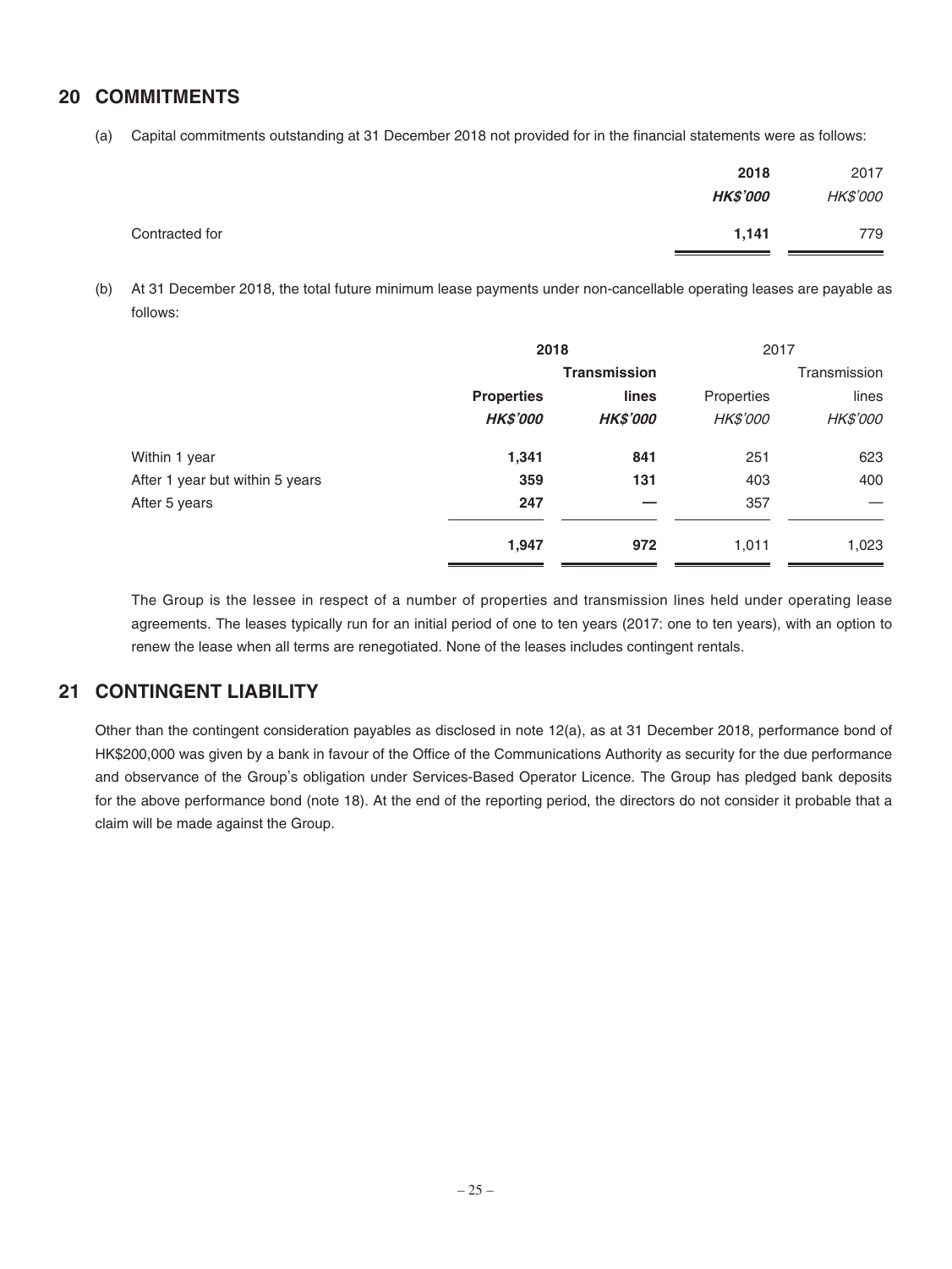## 20 COMMITMENTS

(a) Capital commitments outstanding at 31 December 2018 not provided for in the financial statements were as follows:

| | **2018** | 2017 |
|---|---|---|
| | ***HK$'000*** | *HK$'000* |
| Contracted for | **1,141** | 779 |

(b) At 31 December 2018, the total future minimum lease payments under non-cancellable operating leases are payable as follows:

| | **2018** | | 2017 | |
|---|---|---|---|---|
| | **Properties** | **Transmission lines** | Properties | Transmission lines |
| | ***HK$'000*** | ***HK$'000*** | *HK$'000* | *HK$'000* |
| Within 1 year | **1,341** | **841** | 251 | 623 |
| After 1 year but within 5 years | **359** | **131** | 403 | 400 |
| After 5 years | **247** | **—** | 357 | — |
| | **1,947** | **972** | 1,011 | 1,023 |

The Group is the lessee in respect of a number of properties and transmission lines held under operating lease agreements. The leases typically run for an initial period of one to ten years (2017: one to ten years), with an option to renew the lease when all terms are renegotiated. None of the leases includes contingent rentals.

## 21 CONTINGENT LIABILITY

Other than the contingent consideration payables as disclosed in note 12(a), as at 31 December 2018, performance bond of HK$200,000 was given by a bank in favour of the Office of the Communications Authority as security for the due performance and observance of the Group's obligation under Services-Based Operator Licence. The Group has pledged bank deposits for the above performance bond (note 18). At the end of the reporting period, the directors do not consider it probable that a claim will be made against the Group.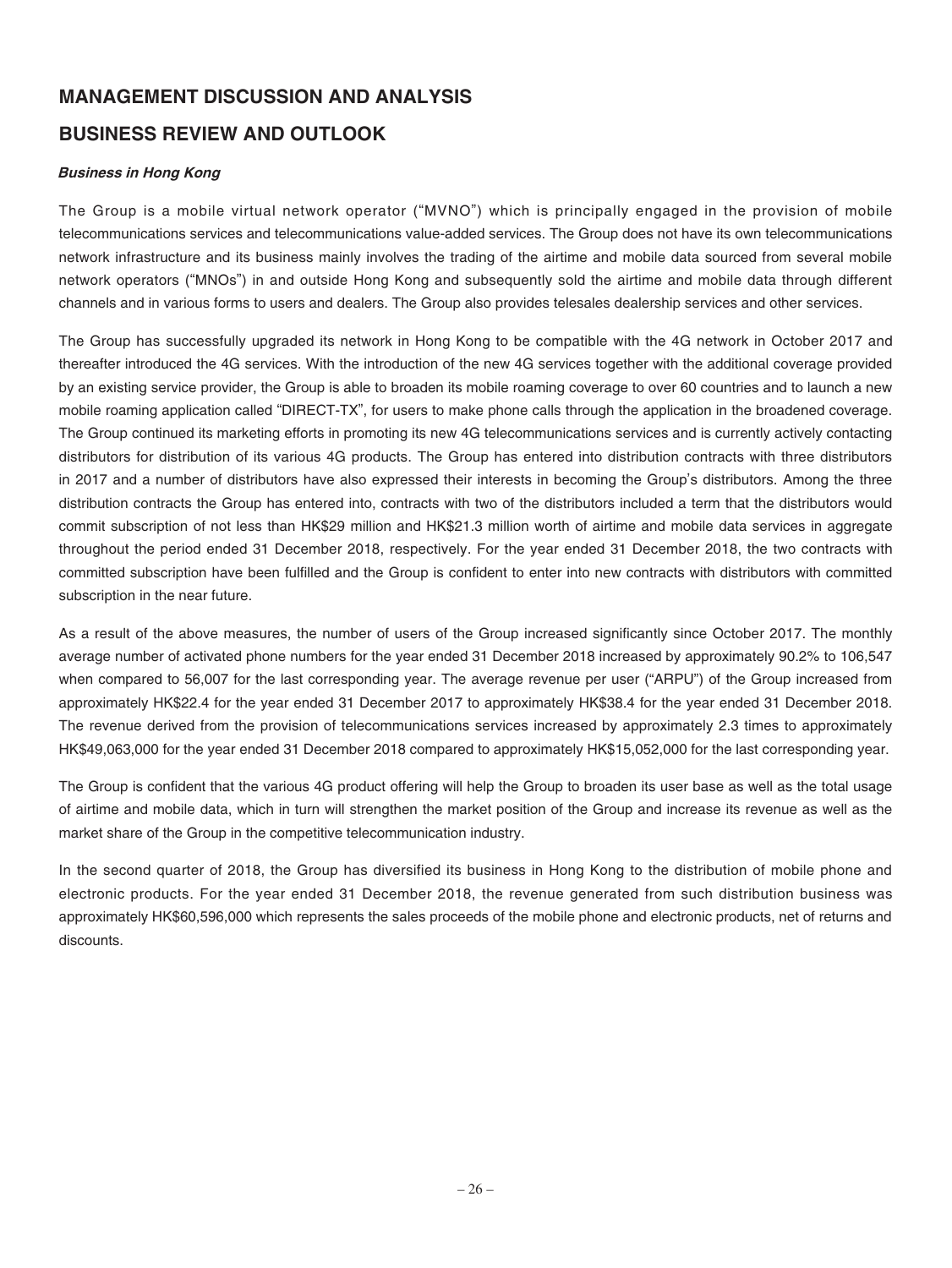# MANAGEMENT DISCUSSION AND ANALYSIS

## BUSINESS REVIEW AND OUTLOOK

***Business in Hong Kong***

The Group is a mobile virtual network operator ("MVNO") which is principally engaged in the provision of mobile telecommunications services and telecommunications value-added services. The Group does not have its own telecommunications network infrastructure and its business mainly involves the trading of the airtime and mobile data sourced from several mobile network operators ("MNOs") in and outside Hong Kong and subsequently sold the airtime and mobile data through different channels and in various forms to users and dealers. The Group also provides telesales dealership services and other services.

The Group has successfully upgraded its network in Hong Kong to be compatible with the 4G network in October 2017 and thereafter introduced the 4G services. With the introduction of the new 4G services together with the additional coverage provided by an existing service provider, the Group is able to broaden its mobile roaming coverage to over 60 countries and to launch a new mobile roaming application called "DIRECT-TX", for users to make phone calls through the application in the broadened coverage. The Group continued its marketing efforts in promoting its new 4G telecommunications services and is currently actively contacting distributors for distribution of its various 4G products. The Group has entered into distribution contracts with three distributors in 2017 and a number of distributors have also expressed their interests in becoming the Group's distributors. Among the three distribution contracts the Group has entered into, contracts with two of the distributors included a term that the distributors would commit subscription of not less than HK$29 million and HK$21.3 million worth of airtime and mobile data services in aggregate throughout the period ended 31 December 2018, respectively. For the year ended 31 December 2018, the two contracts with committed subscription have been fulfilled and the Group is confident to enter into new contracts with distributors with committed subscription in the near future.

As a result of the above measures, the number of users of the Group increased significantly since October 2017. The monthly average number of activated phone numbers for the year ended 31 December 2018 increased by approximately 90.2% to 106,547 when compared to 56,007 for the last corresponding year. The average revenue per user ("ARPU") of the Group increased from approximately HK$22.4 for the year ended 31 December 2017 to approximately HK$38.4 for the year ended 31 December 2018. The revenue derived from the provision of telecommunications services increased by approximately 2.3 times to approximately HK$49,063,000 for the year ended 31 December 2018 compared to approximately HK$15,052,000 for the last corresponding year.

The Group is confident that the various 4G product offering will help the Group to broaden its user base as well as the total usage of airtime and mobile data, which in turn will strengthen the market position of the Group and increase its revenue as well as the market share of the Group in the competitive telecommunication industry.

In the second quarter of 2018, the Group has diversified its business in Hong Kong to the distribution of mobile phone and electronic products. For the year ended 31 December 2018, the revenue generated from such distribution business was approximately HK$60,596,000 which represents the sales proceeds of the mobile phone and electronic products, net of returns and discounts.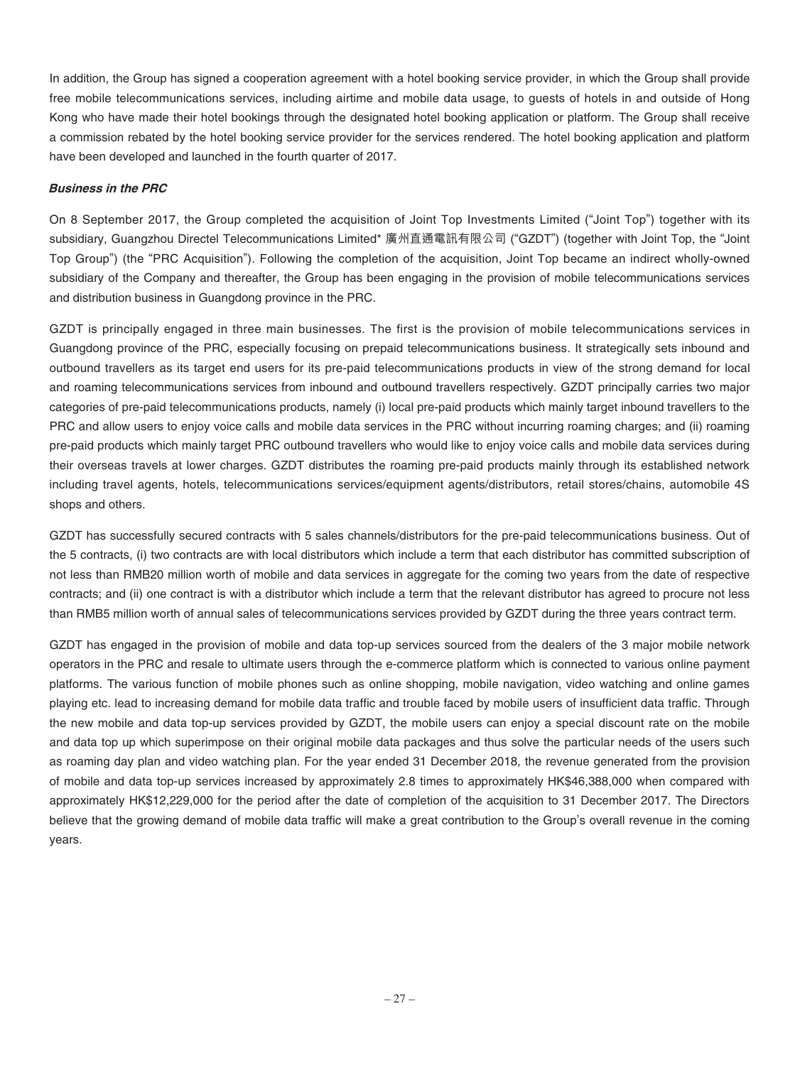In addition, the Group has signed a cooperation agreement with a hotel booking service provider, in which the Group shall provide free mobile telecommunications services, including airtime and mobile data usage, to guests of hotels in and outside of Hong Kong who have made their hotel bookings through the designated hotel booking application or platform. The Group shall receive a commission rebated by the hotel booking service provider for the services rendered. The hotel booking application and platform have been developed and launched in the fourth quarter of 2017.

***Business in the PRC***

On 8 September 2017, the Group completed the acquisition of Joint Top Investments Limited ("Joint Top") together with its subsidiary, Guangzhou Directel Telecommunications Limited* 廣州直通電訊有限公司 ("GZDT") (together with Joint Top, the "Joint Top Group") (the "PRC Acquisition"). Following the completion of the acquisition, Joint Top became an indirect wholly-owned subsidiary of the Company and thereafter, the Group has been engaging in the provision of mobile telecommunications services and distribution business in Guangdong province in the PRC.

GZDT is principally engaged in three main businesses. The first is the provision of mobile telecommunications services in Guangdong province of the PRC, especially focusing on prepaid telecommunications business. It strategically sets inbound and outbound travellers as its target end users for its pre-paid telecommunications products in view of the strong demand for local and roaming telecommunications services from inbound and outbound travellers respectively. GZDT principally carries two major categories of pre-paid telecommunications products, namely (i) local pre-paid products which mainly target inbound travellers to the PRC and allow users to enjoy voice calls and mobile data services in the PRC without incurring roaming charges; and (ii) roaming pre-paid products which mainly target PRC outbound travellers who would like to enjoy voice calls and mobile data services during their overseas travels at lower charges. GZDT distributes the roaming pre-paid products mainly through its established network including travel agents, hotels, telecommunications services/equipment agents/distributors, retail stores/chains, automobile 4S shops and others.

GZDT has successfully secured contracts with 5 sales channels/distributors for the pre-paid telecommunications business. Out of the 5 contracts, (i) two contracts are with local distributors which include a term that each distributor has committed subscription of not less than RMB20 million worth of mobile and data services in aggregate for the coming two years from the date of respective contracts; and (ii) one contract is with a distributor which include a term that the relevant distributor has agreed to procure not less than RMB5 million worth of annual sales of telecommunications services provided by GZDT during the three years contract term.

GZDT has engaged in the provision of mobile and data top-up services sourced from the dealers of the 3 major mobile network operators in the PRC and resale to ultimate users through the e-commerce platform which is connected to various online payment platforms. The various function of mobile phones such as online shopping, mobile navigation, video watching and online games playing etc. lead to increasing demand for mobile data traffic and trouble faced by mobile users of insufficient data traffic. Through the new mobile and data top-up services provided by GZDT, the mobile users can enjoy a special discount rate on the mobile and data top up which superimpose on their original mobile data packages and thus solve the particular needs of the users such as roaming day plan and video watching plan. For the year ended 31 December 2018, the revenue generated from the provision of mobile and data top-up services increased by approximately 2.8 times to approximately HK$46,388,000 when compared with approximately HK$12,229,000 for the period after the date of completion of the acquisition to 31 December 2017. The Directors believe that the growing demand of mobile data traffic will make a great contribution to the Group's overall revenue in the coming years.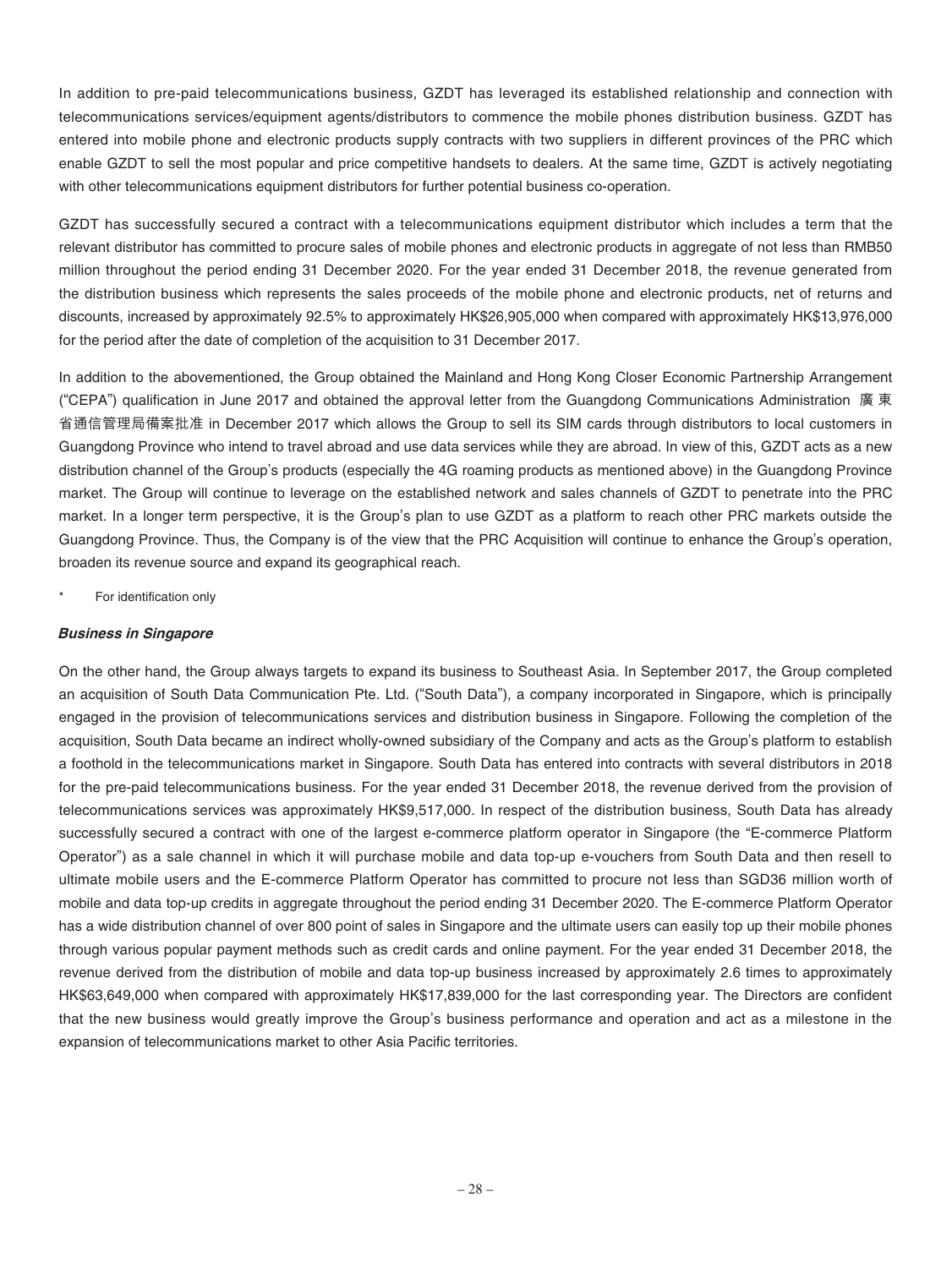In addition to pre-paid telecommunications business, GZDT has leveraged its established relationship and connection with telecommunications services/equipment agents/distributors to commence the mobile phones distribution business. GZDT has entered into mobile phone and electronic products supply contracts with two suppliers in different provinces of the PRC which enable GZDT to sell the most popular and price competitive handsets to dealers. At the same time, GZDT is actively negotiating with other telecommunications equipment distributors for further potential business co-operation.

GZDT has successfully secured a contract with a telecommunications equipment distributor which includes a term that the relevant distributor has committed to procure sales of mobile phones and electronic products in aggregate of not less than RMB50 million throughout the period ending 31 December 2020. For the year ended 31 December 2018, the revenue generated from the distribution business which represents the sales proceeds of the mobile phone and electronic products, net of returns and discounts, increased by approximately 92.5% to approximately HK$26,905,000 when compared with approximately HK$13,976,000 for the period after the date of completion of the acquisition to 31 December 2017.

In addition to the abovementioned, the Group obtained the Mainland and Hong Kong Closer Economic Partnership Arrangement ("CEPA") qualification in June 2017 and obtained the approval letter from the Guangdong Communications Administration 廣東省通信管理局備案批准 in December 2017 which allows the Group to sell its SIM cards through distributors to local customers in Guangdong Province who intend to travel abroad and use data services while they are abroad. In view of this, GZDT acts as a new distribution channel of the Group's products (especially the 4G roaming products as mentioned above) in the Guangdong Province market. The Group will continue to leverage on the established network and sales channels of GZDT to penetrate into the PRC market. In a longer term perspective, it is the Group's plan to use GZDT as a platform to reach other PRC markets outside the Guangdong Province. Thus, the Company is of the view that the PRC Acquisition will continue to enhance the Group's operation, broaden its revenue source and expand its geographical reach.

\* For identification only

***Business in Singapore***

On the other hand, the Group always targets to expand its business to Southeast Asia. In September 2017, the Group completed an acquisition of South Data Communication Pte. Ltd. ("South Data"), a company incorporated in Singapore, which is principally engaged in the provision of telecommunications services and distribution business in Singapore. Following the completion of the acquisition, South Data became an indirect wholly-owned subsidiary of the Company and acts as the Group's platform to establish a foothold in the telecommunications market in Singapore. South Data has entered into contracts with several distributors in 2018 for the pre-paid telecommunications business. For the year ended 31 December 2018, the revenue derived from the provision of telecommunications services was approximately HK$9,517,000. In respect of the distribution business, South Data has already successfully secured a contract with one of the largest e-commerce platform operator in Singapore (the "E-commerce Platform Operator") as a sale channel in which it will purchase mobile and data top-up e-vouchers from South Data and then resell to ultimate mobile users and the E-commerce Platform Operator has committed to procure not less than SGD36 million worth of mobile and data top-up credits in aggregate throughout the period ending 31 December 2020. The E-commerce Platform Operator has a wide distribution channel of over 800 point of sales in Singapore and the ultimate users can easily top up their mobile phones through various popular payment methods such as credit cards and online payment. For the year ended 31 December 2018, the revenue derived from the distribution of mobile and data top-up business increased by approximately 2.6 times to approximately HK$63,649,000 when compared with approximately HK$17,839,000 for the last corresponding year. The Directors are confident that the new business would greatly improve the Group's business performance and operation and act as a milestone in the expansion of telecommunications market to other Asia Pacific territories.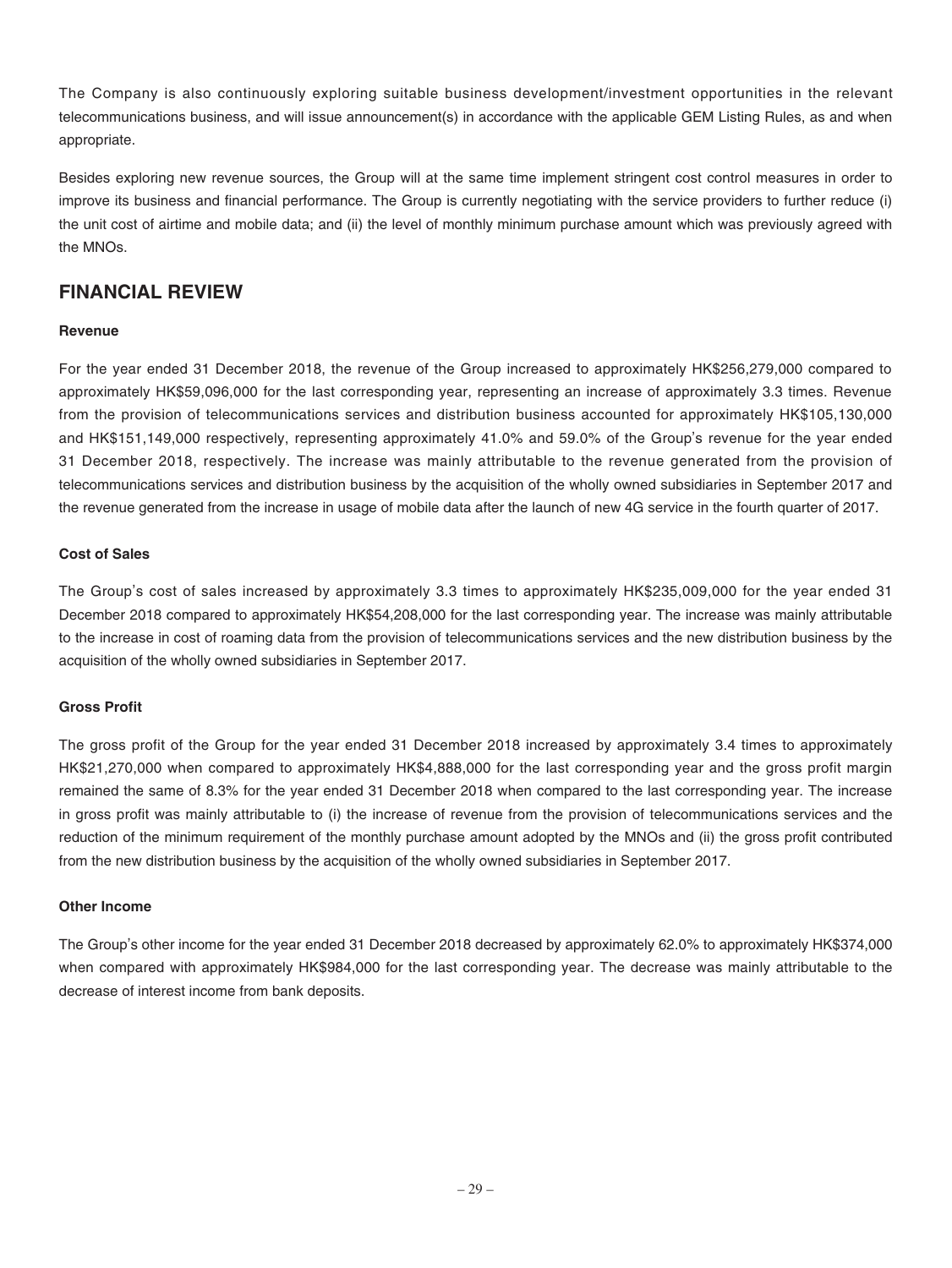The Company is also continuously exploring suitable business development/investment opportunities in the relevant telecommunications business, and will issue announcement(s) in accordance with the applicable GEM Listing Rules, as and when appropriate.

Besides exploring new revenue sources, the Group will at the same time implement stringent cost control measures in order to improve its business and financial performance. The Group is currently negotiating with the service providers to further reduce (i) the unit cost of airtime and mobile data; and (ii) the level of monthly minimum purchase amount which was previously agreed with the MNOs.

## FINANCIAL REVIEW

**Revenue**

For the year ended 31 December 2018, the revenue of the Group increased to approximately HK$256,279,000 compared to approximately HK$59,096,000 for the last corresponding year, representing an increase of approximately 3.3 times. Revenue from the provision of telecommunications services and distribution business accounted for approximately HK$105,130,000 and HK$151,149,000 respectively, representing approximately 41.0% and 59.0% of the Group's revenue for the year ended 31 December 2018, respectively. The increase was mainly attributable to the revenue generated from the provision of telecommunications services and distribution business by the acquisition of the wholly owned subsidiaries in September 2017 and the revenue generated from the increase in usage of mobile data after the launch of new 4G service in the fourth quarter of 2017.

**Cost of Sales**

The Group's cost of sales increased by approximately 3.3 times to approximately HK$235,009,000 for the year ended 31 December 2018 compared to approximately HK$54,208,000 for the last corresponding year. The increase was mainly attributable to the increase in cost of roaming data from the provision of telecommunications services and the new distribution business by the acquisition of the wholly owned subsidiaries in September 2017.

**Gross Profit**

The gross profit of the Group for the year ended 31 December 2018 increased by approximately 3.4 times to approximately HK$21,270,000 when compared to approximately HK$4,888,000 for the last corresponding year and the gross profit margin remained the same of 8.3% for the year ended 31 December 2018 when compared to the last corresponding year. The increase in gross profit was mainly attributable to (i) the increase of revenue from the provision of telecommunications services and the reduction of the minimum requirement of the monthly purchase amount adopted by the MNOs and (ii) the gross profit contributed from the new distribution business by the acquisition of the wholly owned subsidiaries in September 2017.

**Other Income**

The Group's other income for the year ended 31 December 2018 decreased by approximately 62.0% to approximately HK$374,000 when compared with approximately HK$984,000 for the last corresponding year. The decrease was mainly attributable to the decrease of interest income from bank deposits.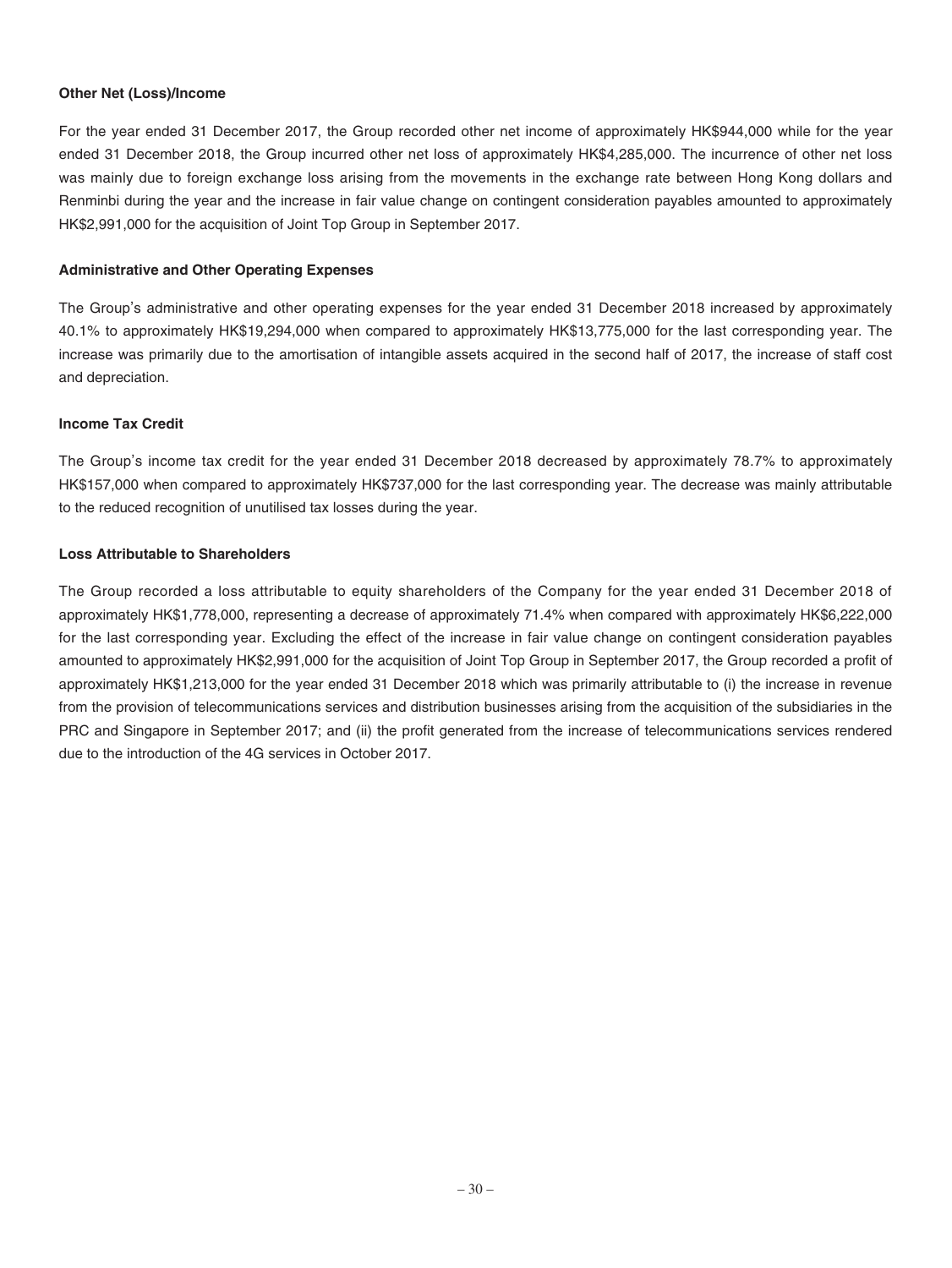**Other Net (Loss)/Income**

For the year ended 31 December 2017, the Group recorded other net income of approximately HK$944,000 while for the year ended 31 December 2018, the Group incurred other net loss of approximately HK$4,285,000. The incurrence of other net loss was mainly due to foreign exchange loss arising from the movements in the exchange rate between Hong Kong dollars and Renminbi during the year and the increase in fair value change on contingent consideration payables amounted to approximately HK$2,991,000 for the acquisition of Joint Top Group in September 2017.

**Administrative and Other Operating Expenses**

The Group's administrative and other operating expenses for the year ended 31 December 2018 increased by approximately 40.1% to approximately HK$19,294,000 when compared to approximately HK$13,775,000 for the last corresponding year. The increase was primarily due to the amortisation of intangible assets acquired in the second half of 2017, the increase of staff cost and depreciation.

**Income Tax Credit**

The Group's income tax credit for the year ended 31 December 2018 decreased by approximately 78.7% to approximately HK$157,000 when compared to approximately HK$737,000 for the last corresponding year. The decrease was mainly attributable to the reduced recognition of unutilised tax losses during the year.

**Loss Attributable to Shareholders**

The Group recorded a loss attributable to equity shareholders of the Company for the year ended 31 December 2018 of approximately HK$1,778,000, representing a decrease of approximately 71.4% when compared with approximately HK$6,222,000 for the last corresponding year. Excluding the effect of the increase in fair value change on contingent consideration payables amounted to approximately HK$2,991,000 for the acquisition of Joint Top Group in September 2017, the Group recorded a profit of approximately HK$1,213,000 for the year ended 31 December 2018 which was primarily attributable to (i) the increase in revenue from the provision of telecommunications services and distribution businesses arising from the acquisition of the subsidiaries in the PRC and Singapore in September 2017; and (ii) the profit generated from the increase of telecommunications services rendered due to the introduction of the 4G services in October 2017.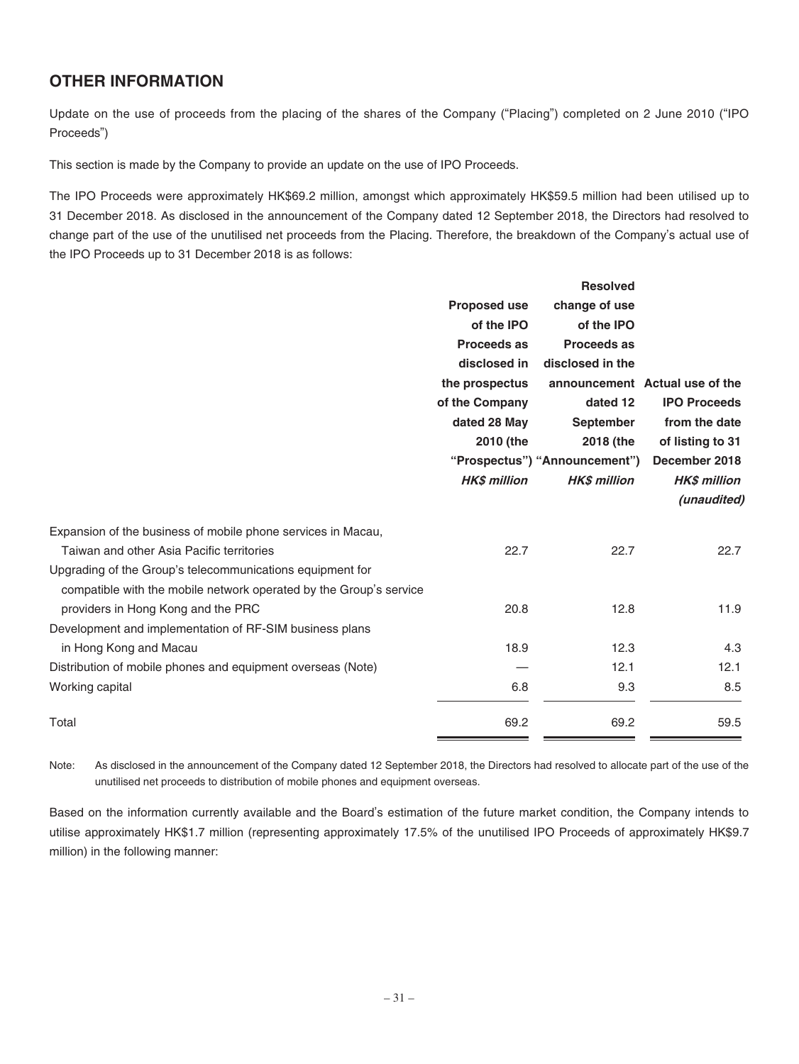## OTHER INFORMATION

Update on the use of proceeds from the placing of the shares of the Company ("Placing") completed on 2 June 2010 ("IPO Proceeds")

This section is made by the Company to provide an update on the use of IPO Proceeds.

The IPO Proceeds were approximately HK$69.2 million, amongst which approximately HK$59.5 million had been utilised up to 31 December 2018. As disclosed in the announcement of the Company dated 12 September 2018, the Directors had resolved to change part of the use of the unutilised net proceeds from the Placing. Therefore, the breakdown of the Company's actual use of the IPO Proceeds up to 31 December 2018 is as follows:

| | Proposed use of the IPO Proceeds as disclosed in the prospectus of the Company dated 28 May 2010 (the "Prospectus") | Resolved change of use of the IPO Proceeds as disclosed in the announcement dated 12 September 2018 (the "Announcement") | Actual use of the IPO Proceeds from the date of listing to 31 December 2018 |
|---|---|---|---|
| | *HK$ million* | *HK$ million* | *HK$ million (unaudited)* |
| Expansion of the business of mobile phone services in Macau, Taiwan and other Asia Pacific territories | 22.7 | 22.7 | 22.7 |
| Upgrading of the Group's telecommunications equipment for compatible with the mobile network operated by the Group's service providers in Hong Kong and the PRC | 20.8 | 12.8 | 11.9 |
| Development and implementation of RF-SIM business plans in Hong Kong and Macau | 18.9 | 12.3 | 4.3 |
| Distribution of mobile phones and equipment overseas (Note) | — | 12.1 | 12.1 |
| Working capital | 6.8 | 9.3 | 8.5 |
| Total | 69.2 | 69.2 | 59.5 |

Note: As disclosed in the announcement of the Company dated 12 September 2018, the Directors had resolved to allocate part of the use of the unutilised net proceeds to distribution of mobile phones and equipment overseas.

Based on the information currently available and the Board's estimation of the future market condition, the Company intends to utilise approximately HK$1.7 million (representing approximately 17.5% of the unutilised IPO Proceeds of approximately HK$9.7 million) in the following manner: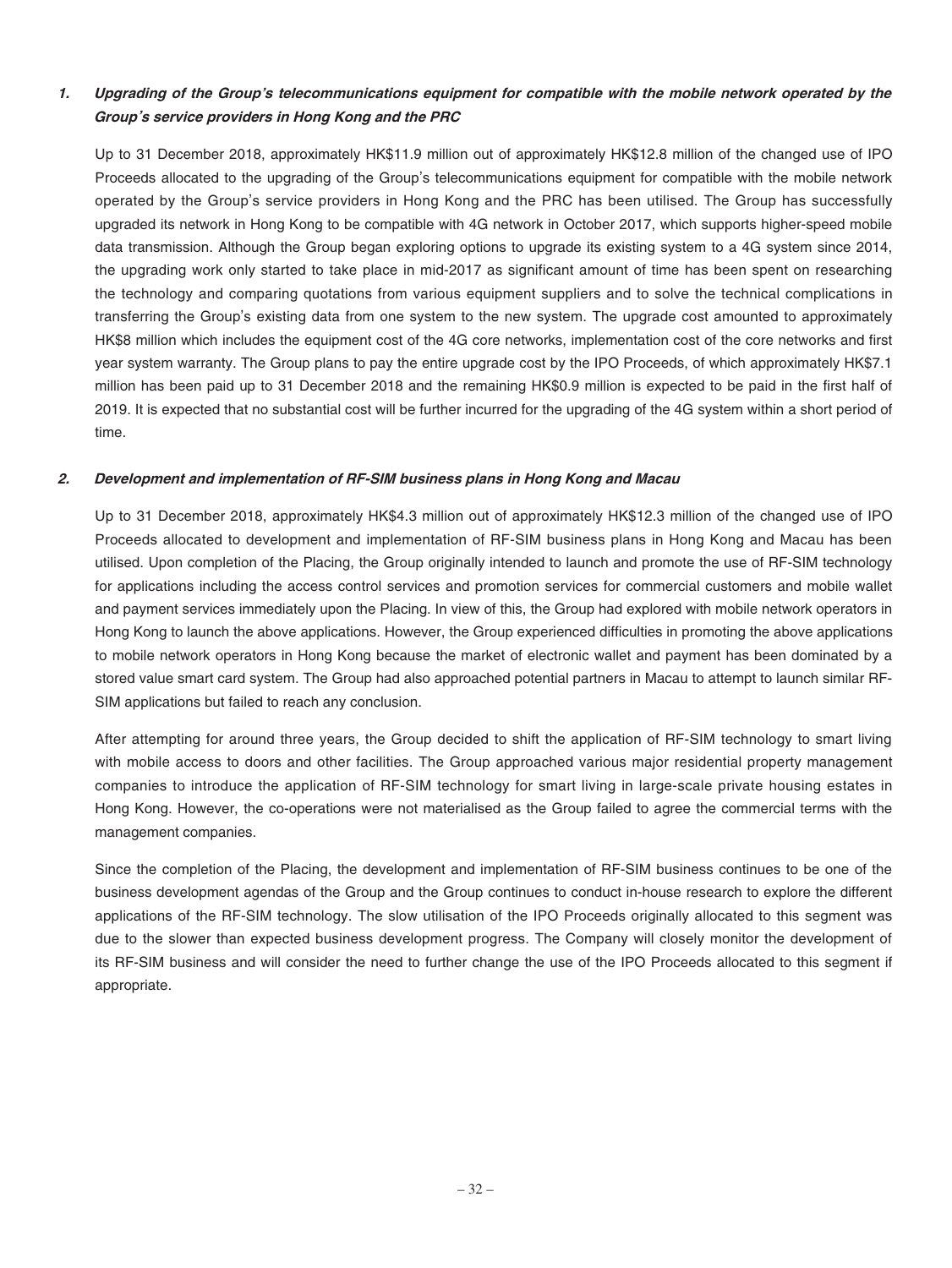### *1. Upgrading of the Group's telecommunications equipment for compatible with the mobile network operated by the Group's service providers in Hong Kong and the PRC*

Up to 31 December 2018, approximately HK$11.9 million out of approximately HK$12.8 million of the changed use of IPO Proceeds allocated to the upgrading of the Group's telecommunications equipment for compatible with the mobile network operated by the Group's service providers in Hong Kong and the PRC has been utilised. The Group has successfully upgraded its network in Hong Kong to be compatible with 4G network in October 2017, which supports higher-speed mobile data transmission. Although the Group began exploring options to upgrade its existing system to a 4G system since 2014, the upgrading work only started to take place in mid-2017 as significant amount of time has been spent on researching the technology and comparing quotations from various equipment suppliers and to solve the technical complications in transferring the Group's existing data from one system to the new system. The upgrade cost amounted to approximately HK$8 million which includes the equipment cost of the 4G core networks, implementation cost of the core networks and first year system warranty. The Group plans to pay the entire upgrade cost by the IPO Proceeds, of which approximately HK$7.1 million has been paid up to 31 December 2018 and the remaining HK$0.9 million is expected to be paid in the first half of 2019. It is expected that no substantial cost will be further incurred for the upgrading of the 4G system within a short period of time.

### *2. Development and implementation of RF-SIM business plans in Hong Kong and Macau*

Up to 31 December 2018, approximately HK$4.3 million out of approximately HK$12.3 million of the changed use of IPO Proceeds allocated to development and implementation of RF-SIM business plans in Hong Kong and Macau has been utilised. Upon completion of the Placing, the Group originally intended to launch and promote the use of RF-SIM technology for applications including the access control services and promotion services for commercial customers and mobile wallet and payment services immediately upon the Placing. In view of this, the Group had explored with mobile network operators in Hong Kong to launch the above applications. However, the Group experienced difficulties in promoting the above applications to mobile network operators in Hong Kong because the market of electronic wallet and payment has been dominated by a stored value smart card system. The Group had also approached potential partners in Macau to attempt to launch similar RF-SIM applications but failed to reach any conclusion.

After attempting for around three years, the Group decided to shift the application of RF-SIM technology to smart living with mobile access to doors and other facilities. The Group approached various major residential property management companies to introduce the application of RF-SIM technology for smart living in large-scale private housing estates in Hong Kong. However, the co-operations were not materialised as the Group failed to agree the commercial terms with the management companies.

Since the completion of the Placing, the development and implementation of RF-SIM business continues to be one of the business development agendas of the Group and the Group continues to conduct in-house research to explore the different applications of the RF-SIM technology. The slow utilisation of the IPO Proceeds originally allocated to this segment was due to the slower than expected business development progress. The Company will closely monitor the development of its RF-SIM business and will consider the need to further change the use of the IPO Proceeds allocated to this segment if appropriate.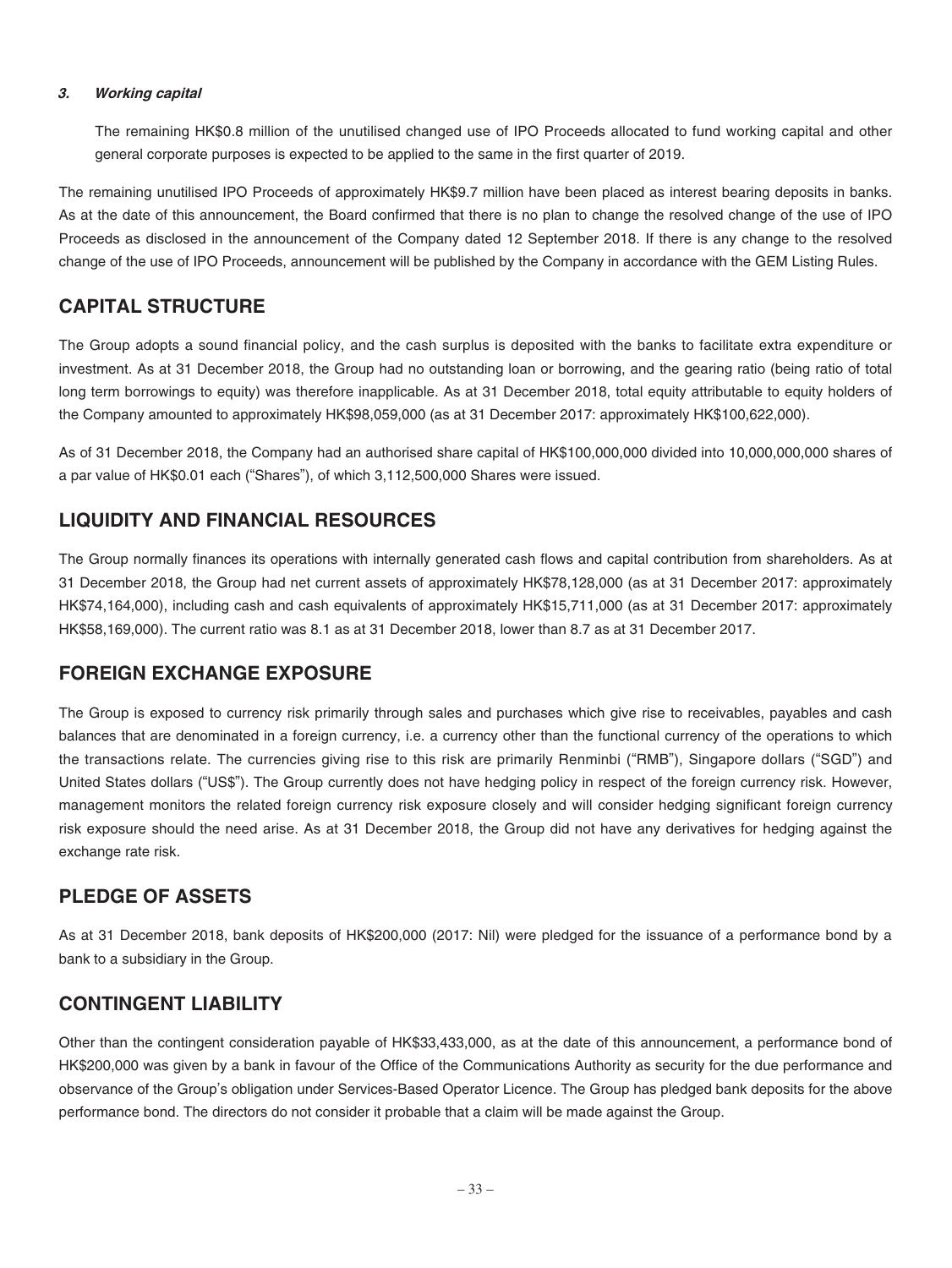### 3. *Working capital*

The remaining HK$0.8 million of the unutilised changed use of IPO Proceeds allocated to fund working capital and other general corporate purposes is expected to be applied to the same in the first quarter of 2019.

The remaining unutilised IPO Proceeds of approximately HK$9.7 million have been placed as interest bearing deposits in banks. As at the date of this announcement, the Board confirmed that there is no plan to change the resolved change of the use of IPO Proceeds as disclosed in the announcement of the Company dated 12 September 2018. If there is any change to the resolved change of the use of IPO Proceeds, announcement will be published by the Company in accordance with the GEM Listing Rules.

## CAPITAL STRUCTURE

The Group adopts a sound financial policy, and the cash surplus is deposited with the banks to facilitate extra expenditure or investment. As at 31 December 2018, the Group had no outstanding loan or borrowing, and the gearing ratio (being ratio of total long term borrowings to equity) was therefore inapplicable. As at 31 December 2018, total equity attributable to equity holders of the Company amounted to approximately HK$98,059,000 (as at 31 December 2017: approximately HK$100,622,000).

As of 31 December 2018, the Company had an authorised share capital of HK$100,000,000 divided into 10,000,000,000 shares of a par value of HK$0.01 each ("Shares"), of which 3,112,500,000 Shares were issued.

## LIQUIDITY AND FINANCIAL RESOURCES

The Group normally finances its operations with internally generated cash flows and capital contribution from shareholders. As at 31 December 2018, the Group had net current assets of approximately HK$78,128,000 (as at 31 December 2017: approximately HK$74,164,000), including cash and cash equivalents of approximately HK$15,711,000 (as at 31 December 2017: approximately HK$58,169,000). The current ratio was 8.1 as at 31 December 2018, lower than 8.7 as at 31 December 2017.

## FOREIGN EXCHANGE EXPOSURE

The Group is exposed to currency risk primarily through sales and purchases which give rise to receivables, payables and cash balances that are denominated in a foreign currency, i.e. a currency other than the functional currency of the operations to which the transactions relate. The currencies giving rise to this risk are primarily Renminbi ("RMB"), Singapore dollars ("SGD") and United States dollars ("US$"). The Group currently does not have hedging policy in respect of the foreign currency risk. However, management monitors the related foreign currency risk exposure closely and will consider hedging significant foreign currency risk exposure should the need arise. As at 31 December 2018, the Group did not have any derivatives for hedging against the exchange rate risk.

## PLEDGE OF ASSETS

As at 31 December 2018, bank deposits of HK$200,000 (2017: Nil) were pledged for the issuance of a performance bond by a bank to a subsidiary in the Group.

## CONTINGENT LIABILITY

Other than the contingent consideration payable of HK$33,433,000, as at the date of this announcement, a performance bond of HK$200,000 was given by a bank in favour of the Office of the Communications Authority as security for the due performance and observance of the Group's obligation under Services-Based Operator Licence. The Group has pledged bank deposits for the above performance bond. The directors do not consider it probable that a claim will be made against the Group.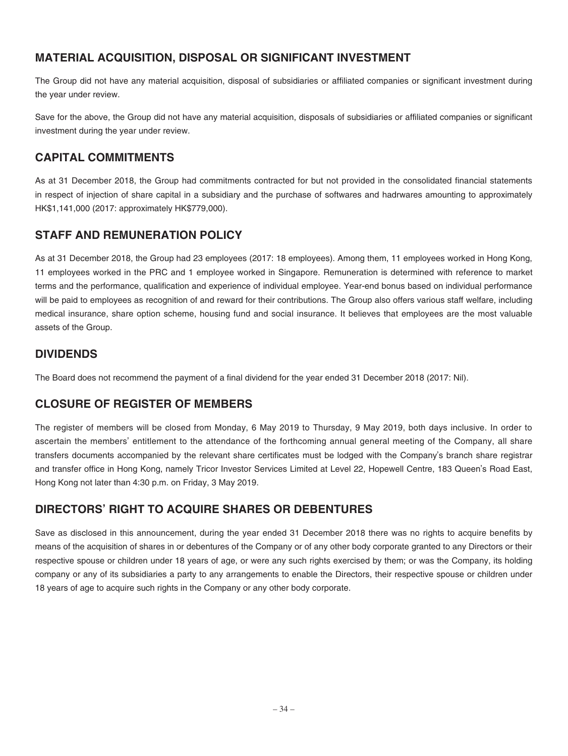## MATERIAL ACQUISITION, DISPOSAL OR SIGNIFICANT INVESTMENT

The Group did not have any material acquisition, disposal of subsidiaries or affiliated companies or significant investment during the year under review.

Save for the above, the Group did not have any material acquisition, disposals of subsidiaries or affiliated companies or significant investment during the year under review.

## CAPITAL COMMITMENTS

As at 31 December 2018, the Group had commitments contracted for but not provided in the consolidated financial statements in respect of injection of share capital in a subsidiary and the purchase of softwares and hadrwares amounting to approximately HK$1,141,000 (2017: approximately HK$779,000).

## STAFF AND REMUNERATION POLICY

As at 31 December 2018, the Group had 23 employees (2017: 18 employees). Among them, 11 employees worked in Hong Kong, 11 employees worked in the PRC and 1 employee worked in Singapore. Remuneration is determined with reference to market terms and the performance, qualification and experience of individual employee. Year-end bonus based on individual performance will be paid to employees as recognition of and reward for their contributions. The Group also offers various staff welfare, including medical insurance, share option scheme, housing fund and social insurance. It believes that employees are the most valuable assets of the Group.

## DIVIDENDS

The Board does not recommend the payment of a final dividend for the year ended 31 December 2018 (2017: Nil).

## CLOSURE OF REGISTER OF MEMBERS

The register of members will be closed from Monday, 6 May 2019 to Thursday, 9 May 2019, both days inclusive. In order to ascertain the members' entitlement to the attendance of the forthcoming annual general meeting of the Company, all share transfers documents accompanied by the relevant share certificates must be lodged with the Company's branch share registrar and transfer office in Hong Kong, namely Tricor Investor Services Limited at Level 22, Hopewell Centre, 183 Queen's Road East, Hong Kong not later than 4:30 p.m. on Friday, 3 May 2019.

## DIRECTORS' RIGHT TO ACQUIRE SHARES OR DEBENTURES

Save as disclosed in this announcement, during the year ended 31 December 2018 there was no rights to acquire benefits by means of the acquisition of shares in or debentures of the Company or of any other body corporate granted to any Directors or their respective spouse or children under 18 years of age, or were any such rights exercised by them; or was the Company, its holding company or any of its subsidiaries a party to any arrangements to enable the Directors, their respective spouse or children under 18 years of age to acquire such rights in the Company or any other body corporate.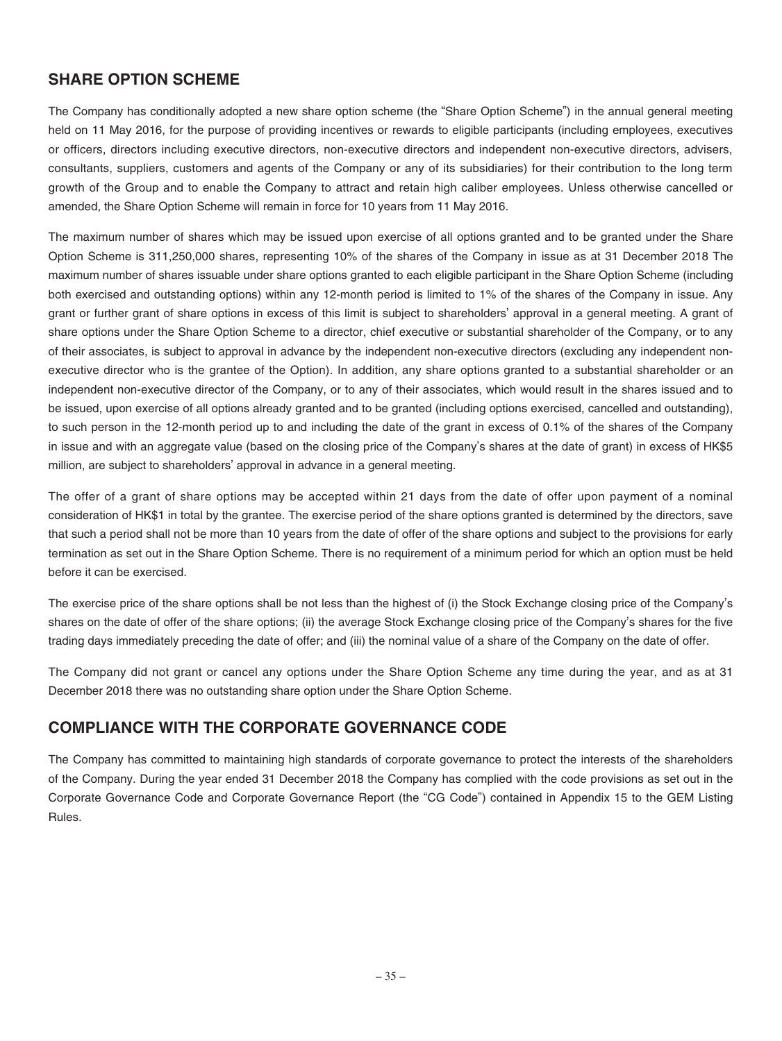## SHARE OPTION SCHEME

The Company has conditionally adopted a new share option scheme (the "Share Option Scheme") in the annual general meeting held on 11 May 2016, for the purpose of providing incentives or rewards to eligible participants (including employees, executives or officers, directors including executive directors, non-executive directors and independent non-executive directors, advisers, consultants, suppliers, customers and agents of the Company or any of its subsidiaries) for their contribution to the long term growth of the Group and to enable the Company to attract and retain high caliber employees. Unless otherwise cancelled or amended, the Share Option Scheme will remain in force for 10 years from 11 May 2016.

The maximum number of shares which may be issued upon exercise of all options granted and to be granted under the Share Option Scheme is 311,250,000 shares, representing 10% of the shares of the Company in issue as at 31 December 2018 The maximum number of shares issuable under share options granted to each eligible participant in the Share Option Scheme (including both exercised and outstanding options) within any 12-month period is limited to 1% of the shares of the Company in issue. Any grant or further grant of share options in excess of this limit is subject to shareholders' approval in a general meeting. A grant of share options under the Share Option Scheme to a director, chief executive or substantial shareholder of the Company, or to any of their associates, is subject to approval in advance by the independent non-executive directors (excluding any independent non-executive director who is the grantee of the Option). In addition, any share options granted to a substantial shareholder or an independent non-executive director of the Company, or to any of their associates, which would result in the shares issued and to be issued, upon exercise of all options already granted and to be granted (including options exercised, cancelled and outstanding), to such person in the 12-month period up to and including the date of the grant in excess of 0.1% of the shares of the Company in issue and with an aggregate value (based on the closing price of the Company's shares at the date of grant) in excess of HK$5 million, are subject to shareholders' approval in advance in a general meeting.

The offer of a grant of share options may be accepted within 21 days from the date of offer upon payment of a nominal consideration of HK$1 in total by the grantee. The exercise period of the share options granted is determined by the directors, save that such a period shall not be more than 10 years from the date of offer of the share options and subject to the provisions for early termination as set out in the Share Option Scheme. There is no requirement of a minimum period for which an option must be held before it can be exercised.

The exercise price of the share options shall be not less than the highest of (i) the Stock Exchange closing price of the Company's shares on the date of offer of the share options; (ii) the average Stock Exchange closing price of the Company's shares for the five trading days immediately preceding the date of offer; and (iii) the nominal value of a share of the Company on the date of offer.

The Company did not grant or cancel any options under the Share Option Scheme any time during the year, and as at 31 December 2018 there was no outstanding share option under the Share Option Scheme.

## COMPLIANCE WITH THE CORPORATE GOVERNANCE CODE

The Company has committed to maintaining high standards of corporate governance to protect the interests of the shareholders of the Company. During the year ended 31 December 2018 the Company has complied with the code provisions as set out in the Corporate Governance Code and Corporate Governance Report (the "CG Code") contained in Appendix 15 to the GEM Listing Rules.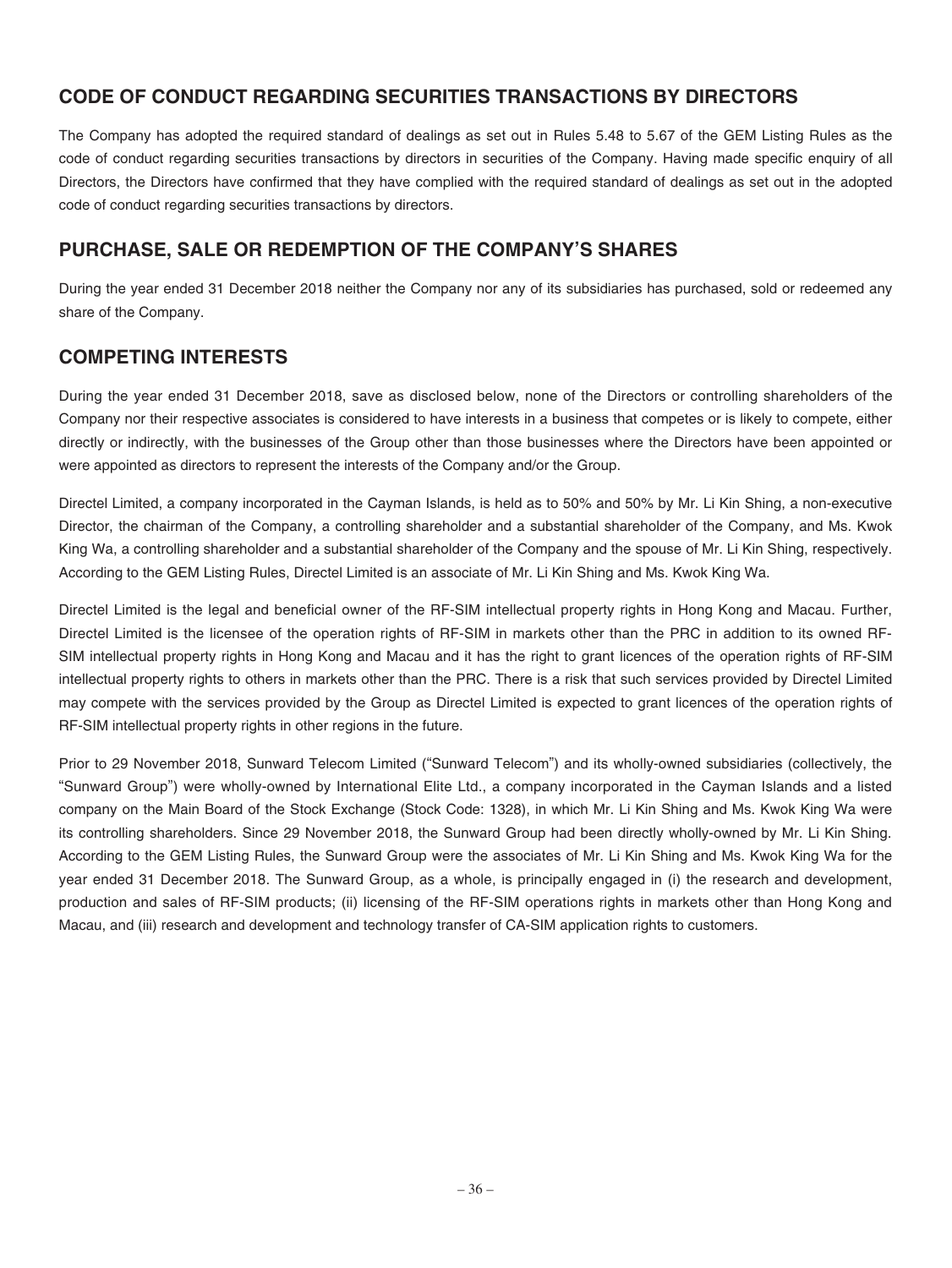## CODE OF CONDUCT REGARDING SECURITIES TRANSACTIONS BY DIRECTORS

The Company has adopted the required standard of dealings as set out in Rules 5.48 to 5.67 of the GEM Listing Rules as the code of conduct regarding securities transactions by directors in securities of the Company. Having made specific enquiry of all Directors, the Directors have confirmed that they have complied with the required standard of dealings as set out in the adopted code of conduct regarding securities transactions by directors.

## PURCHASE, SALE OR REDEMPTION OF THE COMPANY'S SHARES

During the year ended 31 December 2018 neither the Company nor any of its subsidiaries has purchased, sold or redeemed any share of the Company.

## COMPETING INTERESTS

During the year ended 31 December 2018, save as disclosed below, none of the Directors or controlling shareholders of the Company nor their respective associates is considered to have interests in a business that competes or is likely to compete, either directly or indirectly, with the businesses of the Group other than those businesses where the Directors have been appointed or were appointed as directors to represent the interests of the Company and/or the Group.

Directel Limited, a company incorporated in the Cayman Islands, is held as to 50% and 50% by Mr. Li Kin Shing, a non-executive Director, the chairman of the Company, a controlling shareholder and a substantial shareholder of the Company, and Ms. Kwok King Wa, a controlling shareholder and a substantial shareholder of the Company and the spouse of Mr. Li Kin Shing, respectively. According to the GEM Listing Rules, Directel Limited is an associate of Mr. Li Kin Shing and Ms. Kwok King Wa.

Directel Limited is the legal and beneficial owner of the RF-SIM intellectual property rights in Hong Kong and Macau. Further, Directel Limited is the licensee of the operation rights of RF-SIM in markets other than the PRC in addition to its owned RF-SIM intellectual property rights in Hong Kong and Macau and it has the right to grant licences of the operation rights of RF-SIM intellectual property rights to others in markets other than the PRC. There is a risk that such services provided by Directel Limited may compete with the services provided by the Group as Directel Limited is expected to grant licences of the operation rights of RF-SIM intellectual property rights in other regions in the future.

Prior to 29 November 2018, Sunward Telecom Limited ("Sunward Telecom") and its wholly-owned subsidiaries (collectively, the "Sunward Group") were wholly-owned by International Elite Ltd., a company incorporated in the Cayman Islands and a listed company on the Main Board of the Stock Exchange (Stock Code: 1328), in which Mr. Li Kin Shing and Ms. Kwok King Wa were its controlling shareholders. Since 29 November 2018, the Sunward Group had been directly wholly-owned by Mr. Li Kin Shing. According to the GEM Listing Rules, the Sunward Group were the associates of Mr. Li Kin Shing and Ms. Kwok King Wa for the year ended 31 December 2018. The Sunward Group, as a whole, is principally engaged in (i) the research and development, production and sales of RF-SIM products; (ii) licensing of the RF-SIM operations rights in markets other than Hong Kong and Macau, and (iii) research and development and technology transfer of CA-SIM application rights to customers.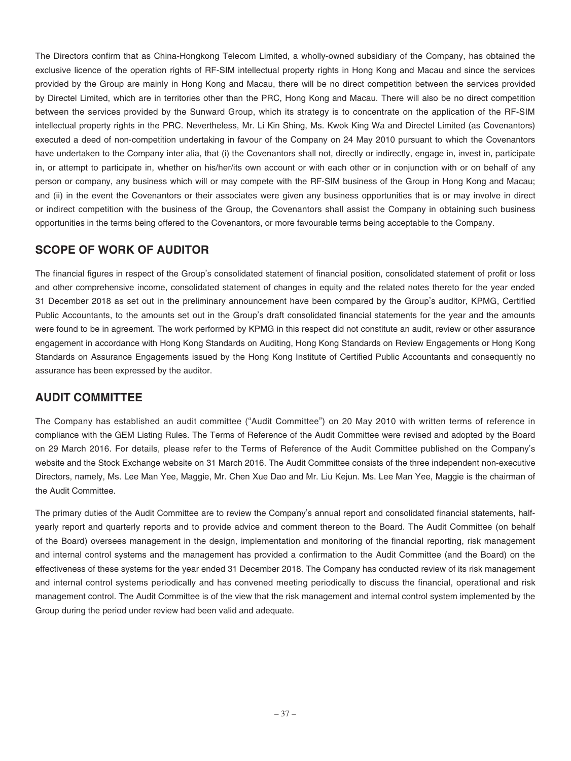The Directors confirm that as China-Hongkong Telecom Limited, a wholly-owned subsidiary of the Company, has obtained the exclusive licence of the operation rights of RF-SIM intellectual property rights in Hong Kong and Macau and since the services provided by the Group are mainly in Hong Kong and Macau, there will be no direct competition between the services provided by Directel Limited, which are in territories other than the PRC, Hong Kong and Macau. There will also be no direct competition between the services provided by the Sunward Group, which its strategy is to concentrate on the application of the RF-SIM intellectual property rights in the PRC. Nevertheless, Mr. Li Kin Shing, Ms. Kwok King Wa and Directel Limited (as Covenantors) executed a deed of non-competition undertaking in favour of the Company on 24 May 2010 pursuant to which the Covenantors have undertaken to the Company inter alia, that (i) the Covenantors shall not, directly or indirectly, engage in, invest in, participate in, or attempt to participate in, whether on his/her/its own account or with each other or in conjunction with or on behalf of any person or company, any business which will or may compete with the RF-SIM business of the Group in Hong Kong and Macau; and (ii) in the event the Covenantors or their associates were given any business opportunities that is or may involve in direct or indirect competition with the business of the Group, the Covenantors shall assist the Company in obtaining such business opportunities in the terms being offered to the Covenantors, or more favourable terms being acceptable to the Company.

## SCOPE OF WORK OF AUDITOR

The financial figures in respect of the Group's consolidated statement of financial position, consolidated statement of profit or loss and other comprehensive income, consolidated statement of changes in equity and the related notes thereto for the year ended 31 December 2018 as set out in the preliminary announcement have been compared by the Group's auditor, KPMG, Certified Public Accountants, to the amounts set out in the Group's draft consolidated financial statements for the year and the amounts were found to be in agreement. The work performed by KPMG in this respect did not constitute an audit, review or other assurance engagement in accordance with Hong Kong Standards on Auditing, Hong Kong Standards on Review Engagements or Hong Kong Standards on Assurance Engagements issued by the Hong Kong Institute of Certified Public Accountants and consequently no assurance has been expressed by the auditor.

## AUDIT COMMITTEE

The Company has established an audit committee ("Audit Committee") on 20 May 2010 with written terms of reference in compliance with the GEM Listing Rules. The Terms of Reference of the Audit Committee were revised and adopted by the Board on 29 March 2016. For details, please refer to the Terms of Reference of the Audit Committee published on the Company's website and the Stock Exchange website on 31 March 2016. The Audit Committee consists of the three independent non-executive Directors, namely, Ms. Lee Man Yee, Maggie, Mr. Chen Xue Dao and Mr. Liu Kejun. Ms. Lee Man Yee, Maggie is the chairman of the Audit Committee.

The primary duties of the Audit Committee are to review the Company's annual report and consolidated financial statements, half-yearly report and quarterly reports and to provide advice and comment thereon to the Board. The Audit Committee (on behalf of the Board) oversees management in the design, implementation and monitoring of the financial reporting, risk management and internal control systems and the management has provided a confirmation to the Audit Committee (and the Board) on the effectiveness of these systems for the year ended 31 December 2018. The Company has conducted review of its risk management and internal control systems periodically and has convened meeting periodically to discuss the financial, operational and risk management control. The Audit Committee is of the view that the risk management and internal control system implemented by the Group during the period under review had been valid and adequate.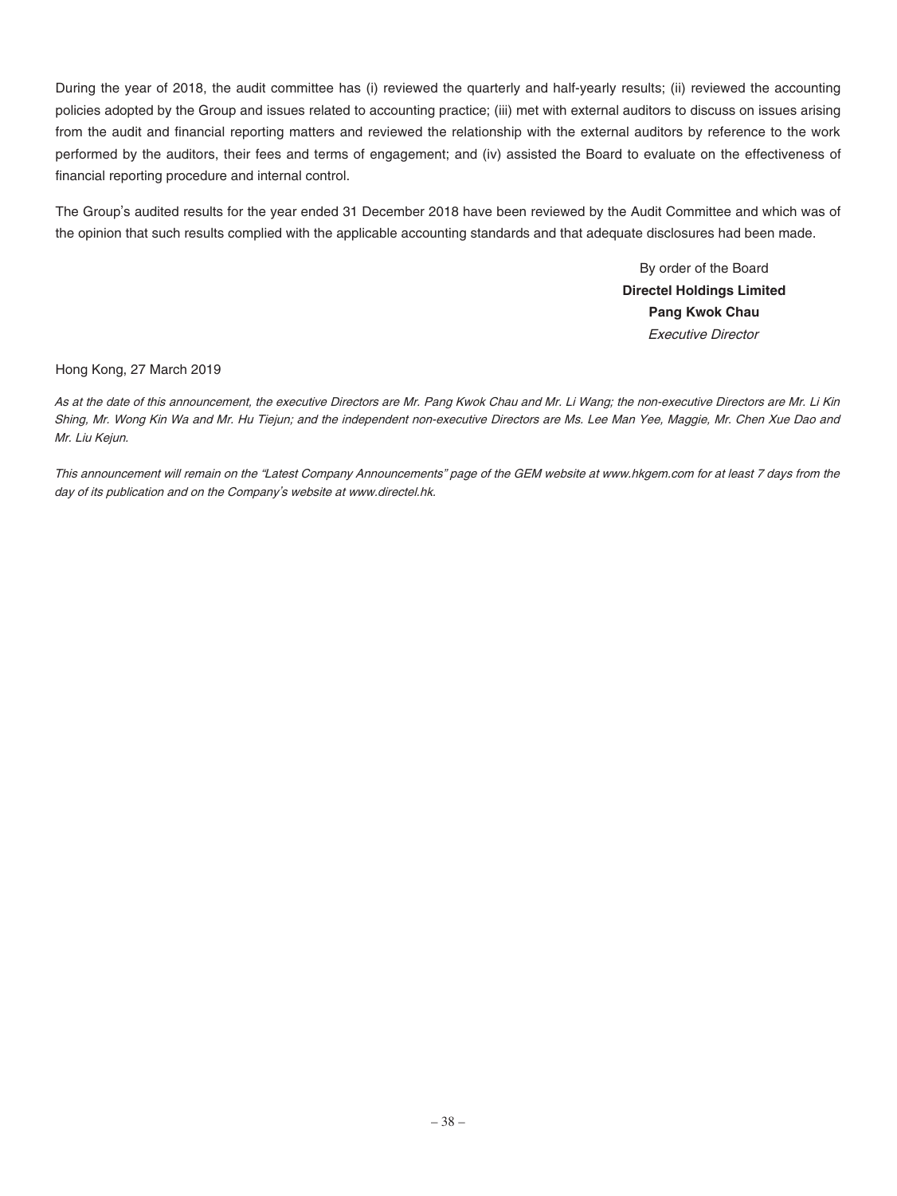During the year of 2018, the audit committee has (i) reviewed the quarterly and half-yearly results; (ii) reviewed the accounting policies adopted by the Group and issues related to accounting practice; (iii) met with external auditors to discuss on issues arising from the audit and financial reporting matters and reviewed the relationship with the external auditors by reference to the work performed by the auditors, their fees and terms of engagement; and (iv) assisted the Board to evaluate on the effectiveness of financial reporting procedure and internal control.

The Group's audited results for the year ended 31 December 2018 have been reviewed by the Audit Committee and which was of the opinion that such results complied with the applicable accounting standards and that adequate disclosures had been made.

By order of the Board
**Directel Holdings Limited**
**Pang Kwok Chau**
*Executive Director*

Hong Kong, 27 March 2019

*As at the date of this announcement, the executive Directors are Mr. Pang Kwok Chau and Mr. Li Wang; the non-executive Directors are Mr. Li Kin Shing, Mr. Wong Kin Wa and Mr. Hu Tiejun; and the independent non-executive Directors are Ms. Lee Man Yee, Maggie, Mr. Chen Xue Dao and Mr. Liu Kejun.*

*This announcement will remain on the "Latest Company Announcements" page of the GEM website at www.hkgem.com for at least 7 days from the day of its publication and on the Company's website at www.directel.hk.*